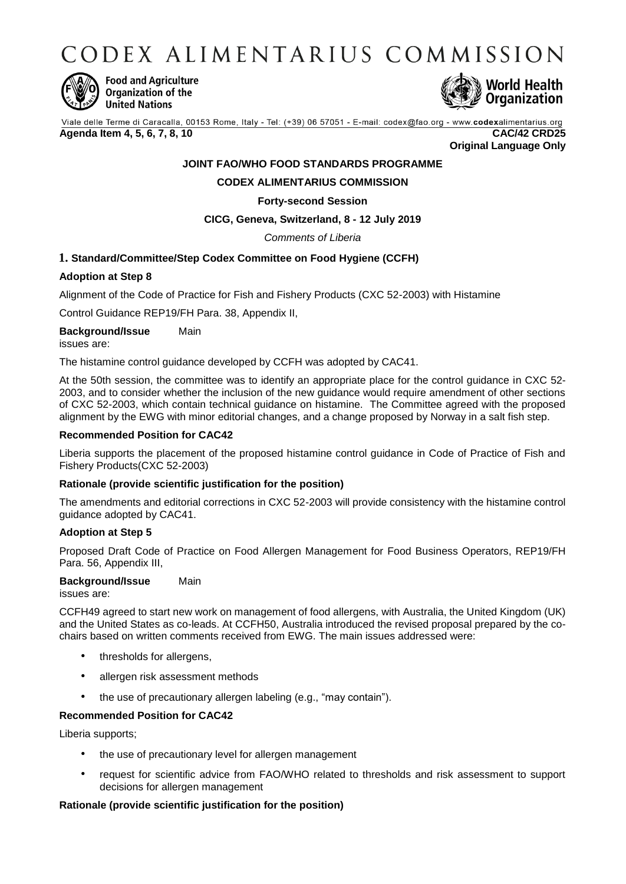# CODEX ALIMENTARIUS COMMISSION

Food and Agriculture Organization of the United Nations

World Health Organization

Viale delle Terme di Caracalla, 00153 Rome, Italy - Tel: (+39) 06 57051 - E-mail: codex@fao.org - www.codexalimentarius.org

**Agenda Item 4, 5, 6, 7, 8, 10** **CAC/42 CRD25**

**Original Language Only**

**JOINT FAO/WHO FOOD STANDARDS PROGRAMME**

**CODEX ALIMENTARIUS COMMISSION**

**Forty-second Session**

**CICG, Geneva, Switzerland, 8 - 12 July 2019**

*Comments of Liberia*

**1. Standard/Committee/Step Codex Committee on Food Hygiene (CCFH)**

**Adoption at Step 8**

Alignment of the Code of Practice for Fish and Fishery Products (CXC 52-2003) with Histamine

Control Guidance REP19/FH Para. 38, Appendix II,

**Background/Issue** Main issues are:

The histamine control guidance developed by CCFH was adopted by CAC41.

At the 50th session, the committee was to identify an appropriate place for the control guidance in CXC 52-2003, and to consider whether the inclusion of the new guidance would require amendment of other sections of CXC 52-2003, which contain technical guidance on histamine. The Committee agreed with the proposed alignment by the EWG with minor editorial changes, and a change proposed by Norway in a salt fish step.

**Recommended Position for CAC42**

Liberia supports the placement of the proposed histamine control guidance in Code of Practice of Fish and Fishery Products(CXC 52-2003)

**Rationale (provide scientific justification for the position)**

The amendments and editorial corrections in CXC 52-2003 will provide consistency with the histamine control guidance adopted by CAC41.

**Adoption at Step 5**

Proposed Draft Code of Practice on Food Allergen Management for Food Business Operators, REP19/FH Para. 56, Appendix III,

**Background/Issue** Main issues are:

CCFH49 agreed to start new work on management of food allergens, with Australia, the United Kingdom (UK) and the United States as co-leads. At CCFH50, Australia introduced the revised proposal prepared by the co-chairs based on written comments received from EWG. The main issues addressed were:

- thresholds for allergens,
- allergen risk assessment methods
- the use of precautionary allergen labeling (e.g., "may contain").

**Recommended Position for CAC42**

Liberia supports;

- the use of precautionary level for allergen management
- request for scientific advice from FAO/WHO related to thresholds and risk assessment to support decisions for allergen management

**Rationale (provide scientific justification for the position)**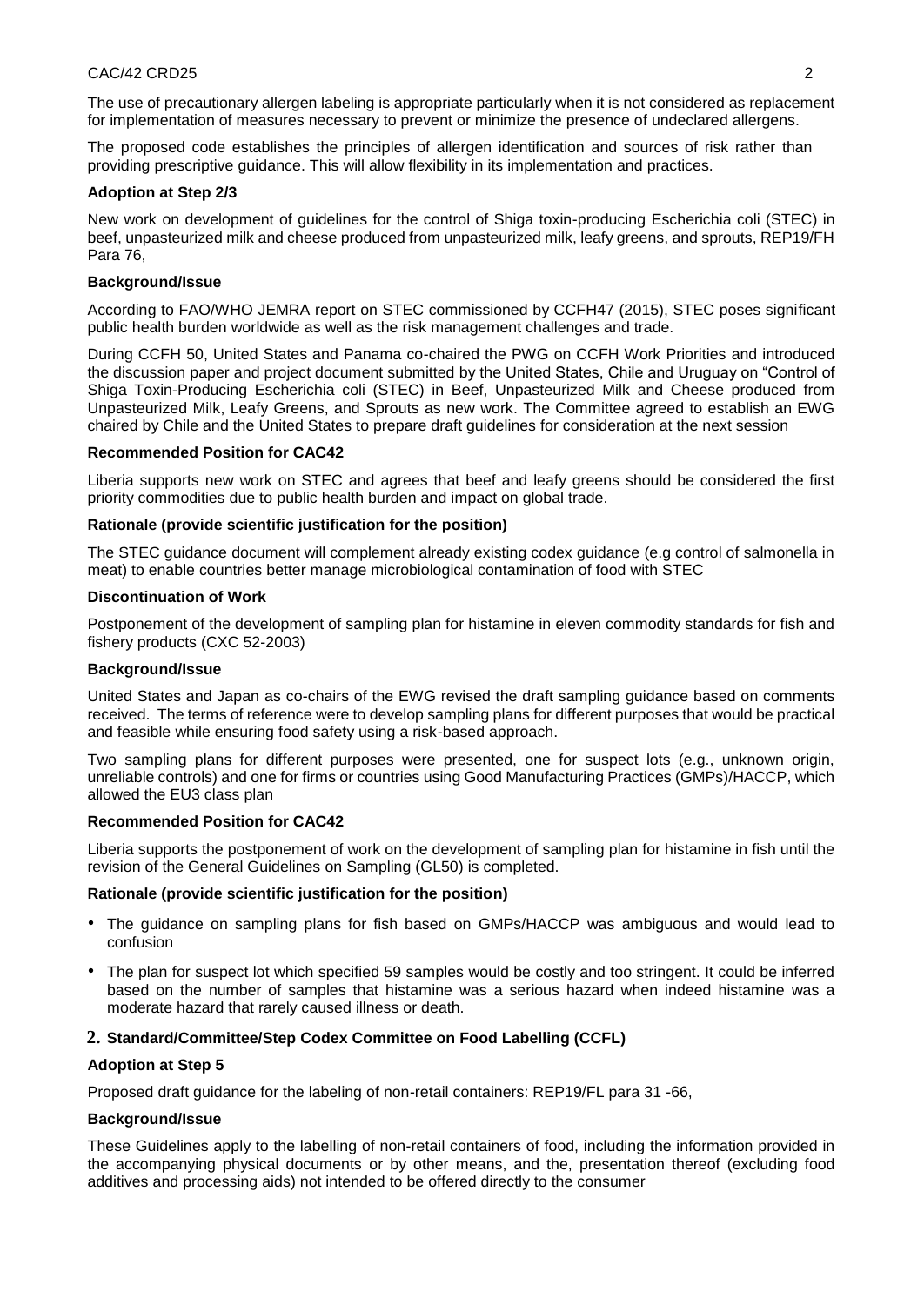The use of precautionary allergen labeling is appropriate particularly when it is not considered as replacement for implementation of measures necessary to prevent or minimize the presence of undeclared allergens.

The proposed code establishes the principles of allergen identification and sources of risk rather than providing prescriptive guidance. This will allow flexibility in its implementation and practices.

**Adoption at Step 2/3**

New work on development of guidelines for the control of Shiga toxin-producing Escherichia coli (STEC) in beef, unpasteurized milk and cheese produced from unpasteurized milk, leafy greens, and sprouts, REP19/FH Para 76,

**Background/Issue**

According to FAO/WHO JEMRA report on STEC commissioned by CCFH47 (2015), STEC poses significant public health burden worldwide as well as the risk management challenges and trade.

During CCFH 50, United States and Panama co-chaired the PWG on CCFH Work Priorities and introduced the discussion paper and project document submitted by the United States, Chile and Uruguay on "Control of Shiga Toxin-Producing Escherichia coli (STEC) in Beef, Unpasteurized Milk and Cheese produced from Unpasteurized Milk, Leafy Greens, and Sprouts as new work. The Committee agreed to establish an EWG chaired by Chile and the United States to prepare draft guidelines for consideration at the next session

**Recommended Position for CAC42**

Liberia supports new work on STEC and agrees that beef and leafy greens should be considered the first priority commodities due to public health burden and impact on global trade.

**Rationale (provide scientific justification for the position)**

The STEC guidance document will complement already existing codex guidance (e.g control of salmonella in meat) to enable countries better manage microbiological contamination of food with STEC

**Discontinuation of Work**

Postponement of the development of sampling plan for histamine in eleven commodity standards for fish and fishery products (CXC 52-2003)

**Background/Issue**

United States and Japan as co-chairs of the EWG revised the draft sampling guidance based on comments received. The terms of reference were to develop sampling plans for different purposes that would be practical and feasible while ensuring food safety using a risk-based approach.

Two sampling plans for different purposes were presented, one for suspect lots (e.g., unknown origin, unreliable controls) and one for firms or countries using Good Manufacturing Practices (GMPs)/HACCP, which allowed the EU3 class plan

**Recommended Position for CAC42**

Liberia supports the postponement of work on the development of sampling plan for histamine in fish until the revision of the General Guidelines on Sampling (GL50) is completed.

**Rationale (provide scientific justification for the position)**

- The guidance on sampling plans for fish based on GMPs/HACCP was ambiguous and would lead to confusion
- The plan for suspect lot which specified 59 samples would be costly and too stringent. It could be inferred based on the number of samples that histamine was a serious hazard when indeed histamine was a moderate hazard that rarely caused illness or death.

## 2. Standard/Committee/Step Codex Committee on Food Labelling (CCFL)

**Adoption at Step 5**

Proposed draft guidance for the labeling of non-retail containers: REP19/FL para 31 -66,

**Background/Issue**

These Guidelines apply to the labelling of non-retail containers of food, including the information provided in the accompanying physical documents or by other means, and the, presentation thereof (excluding food additives and processing aids) not intended to be offered directly to the consumer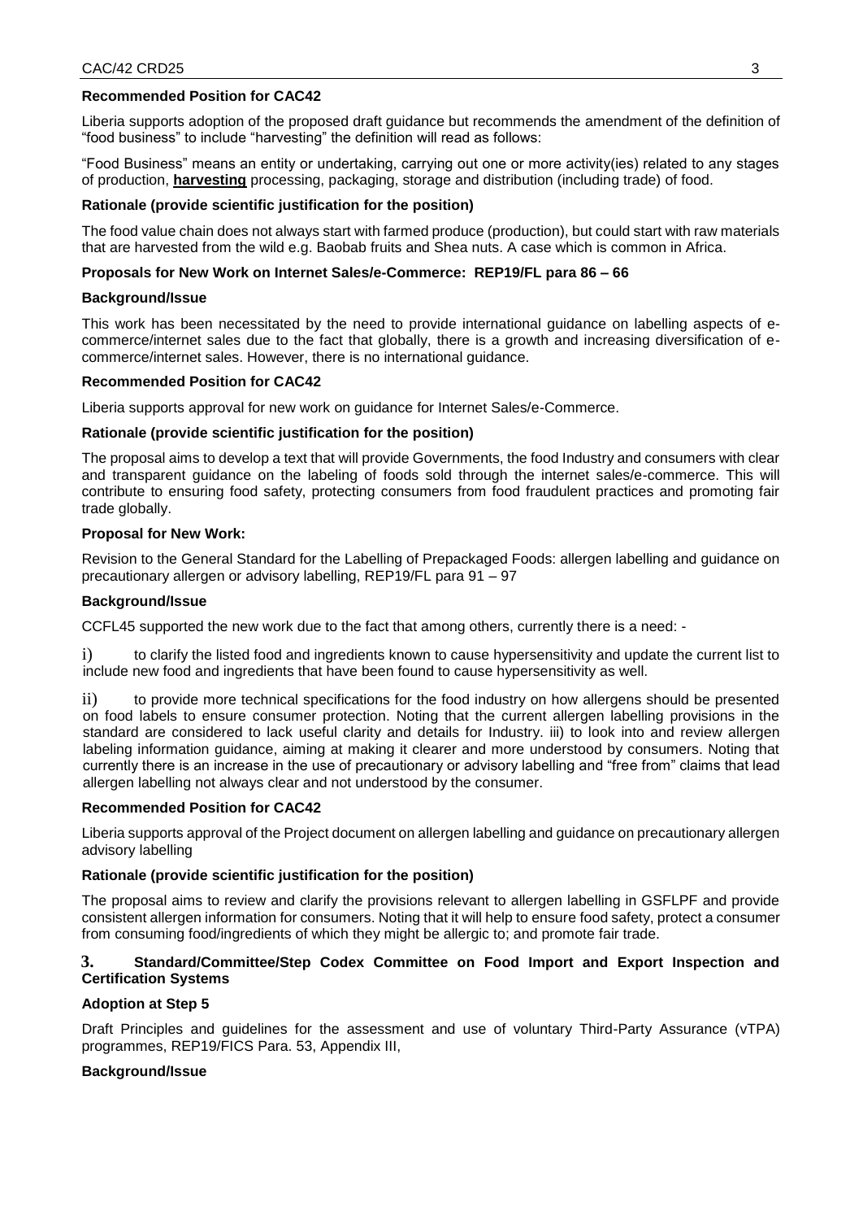**Recommended Position for CAC42**

Liberia supports adoption of the proposed draft guidance but recommends the amendment of the definition of "food business" to include "harvesting" the definition will read as follows:

"Food Business" means an entity or undertaking, carrying out one or more activity(ies) related to any stages of production, **harvesting** processing, packaging, storage and distribution (including trade) of food.

**Rationale (provide scientific justification for the position)**

The food value chain does not always start with farmed produce (production), but could start with raw materials that are harvested from the wild e.g. Baobab fruits and Shea nuts. A case which is common in Africa.

**Proposals for New Work on Internet Sales/e-Commerce: REP19/FL para 86 – 66**

**Background/Issue**

This work has been necessitated by the need to provide international guidance on labelling aspects of e-commerce/internet sales due to the fact that globally, there is a growth and increasing diversification of e-commerce/internet sales. However, there is no international guidance.

**Recommended Position for CAC42**

Liberia supports approval for new work on guidance for Internet Sales/e-Commerce.

**Rationale (provide scientific justification for the position)**

The proposal aims to develop a text that will provide Governments, the food Industry and consumers with clear and transparent guidance on the labeling of foods sold through the internet sales/e-commerce. This will contribute to ensuring food safety, protecting consumers from food fraudulent practices and promoting fair trade globally.

**Proposal for New Work:**

Revision to the General Standard for the Labelling of Prepackaged Foods: allergen labelling and guidance on precautionary allergen or advisory labelling, REP19/FL para 91 – 97

**Background/Issue**

CCFL45 supported the new work due to the fact that among others, currently there is a need: -

i) to clarify the listed food and ingredients known to cause hypersensitivity and update the current list to include new food and ingredients that have been found to cause hypersensitivity as well.

ii) to provide more technical specifications for the food industry on how allergens should be presented on food labels to ensure consumer protection. Noting that the current allergen labelling provisions in the standard are considered to lack useful clarity and details for Industry. iii) to look into and review allergen labeling information guidance, aiming at making it clearer and more understood by consumers. Noting that currently there is an increase in the use of precautionary or advisory labelling and "free from" claims that lead allergen labelling not always clear and not understood by the consumer.

**Recommended Position for CAC42**

Liberia supports approval of the Project document on allergen labelling and guidance on precautionary allergen advisory labelling

**Rationale (provide scientific justification for the position)**

The proposal aims to review and clarify the provisions relevant to allergen labelling in GSFLPF and provide consistent allergen information for consumers. Noting that it will help to ensure food safety, protect a consumer from consuming food/ingredients of which they might be allergic to; and promote fair trade.

**3. Standard/Committee/Step Codex Committee on Food Import and Export Inspection and Certification Systems**

**Adoption at Step 5**

Draft Principles and guidelines for the assessment and use of voluntary Third-Party Assurance (vTPA) programmes, REP19/FICS Para. 53, Appendix III,

**Background/Issue**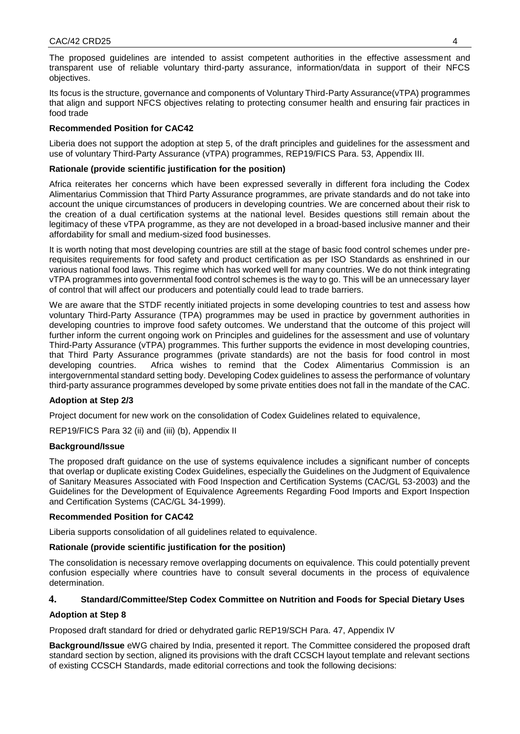The proposed guidelines are intended to assist competent authorities in the effective assessment and transparent use of reliable voluntary third-party assurance, information/data in support of their NFCS objectives.

Its focus is the structure, governance and components of Voluntary Third-Party Assurance(vTPA) programmes that align and support NFCS objectives relating to protecting consumer health and ensuring fair practices in food trade

**Recommended Position for CAC42**

Liberia does not support the adoption at step 5, of the draft principles and guidelines for the assessment and use of voluntary Third-Party Assurance (vTPA) programmes, REP19/FICS Para. 53, Appendix III.

**Rationale (provide scientific justification for the position)**

Africa reiterates her concerns which have been expressed severally in different fora including the Codex Alimentarius Commission that Third Party Assurance programmes, are private standards and do not take into account the unique circumstances of producers in developing countries. We are concerned about their risk to the creation of a dual certification systems at the national level. Besides questions still remain about the legitimacy of these vTPA programme, as they are not developed in a broad-based inclusive manner and their affordability for small and medium-sized food businesses.

It is worth noting that most developing countries are still at the stage of basic food control schemes under pre-requisites requirements for food safety and product certification as per ISO Standards as enshrined in our various national food laws. This regime which has worked well for many countries. We do not think integrating vTPA programmes into governmental food control schemes is the way to go. This will be an unnecessary layer of control that will affect our producers and potentially could lead to trade barriers.

We are aware that the STDF recently initiated projects in some developing countries to test and assess how voluntary Third-Party Assurance (TPA) programmes may be used in practice by government authorities in developing countries to improve food safety outcomes. We understand that the outcome of this project will further inform the current ongoing work on Principles and guidelines for the assessment and use of voluntary Third-Party Assurance (vTPA) programmes. This further supports the evidence in most developing countries, that Third Party Assurance programmes (private standards) are not the basis for food control in most developing countries. Africa wishes to remind that the Codex Alimentarius Commission is an intergovernmental standard setting body. Developing Codex guidelines to assess the performance of voluntary third-party assurance programmes developed by some private entities does not fall in the mandate of the CAC.

**Adoption at Step 2/3**

Project document for new work on the consolidation of Codex Guidelines related to equivalence,

REP19/FICS Para 32 (ii) and (iii) (b), Appendix II

**Background/Issue**

The proposed draft guidance on the use of systems equivalence includes a significant number of concepts that overlap or duplicate existing Codex Guidelines, especially the Guidelines on the Judgment of Equivalence of Sanitary Measures Associated with Food Inspection and Certification Systems (CAC/GL 53-2003) and the Guidelines for the Development of Equivalence Agreements Regarding Food Imports and Export Inspection and Certification Systems (CAC/GL 34-1999).

**Recommended Position for CAC42**

Liberia supports consolidation of all guidelines related to equivalence.

**Rationale (provide scientific justification for the position)**

The consolidation is necessary remove overlapping documents on equivalence. This could potentially prevent confusion especially where countries have to consult several documents in the process of equivalence determination.

## 4. Standard/Committee/Step Codex Committee on Nutrition and Foods for Special Dietary Uses

**Adoption at Step 8**

Proposed draft standard for dried or dehydrated garlic REP19/SCH Para. 47, Appendix IV

**Background/Issue** eWG chaired by India, presented it report. The Committee considered the proposed draft standard section by section, aligned its provisions with the draft CCSCH layout template and relevant sections of existing CCSCH Standards, made editorial corrections and took the following decisions: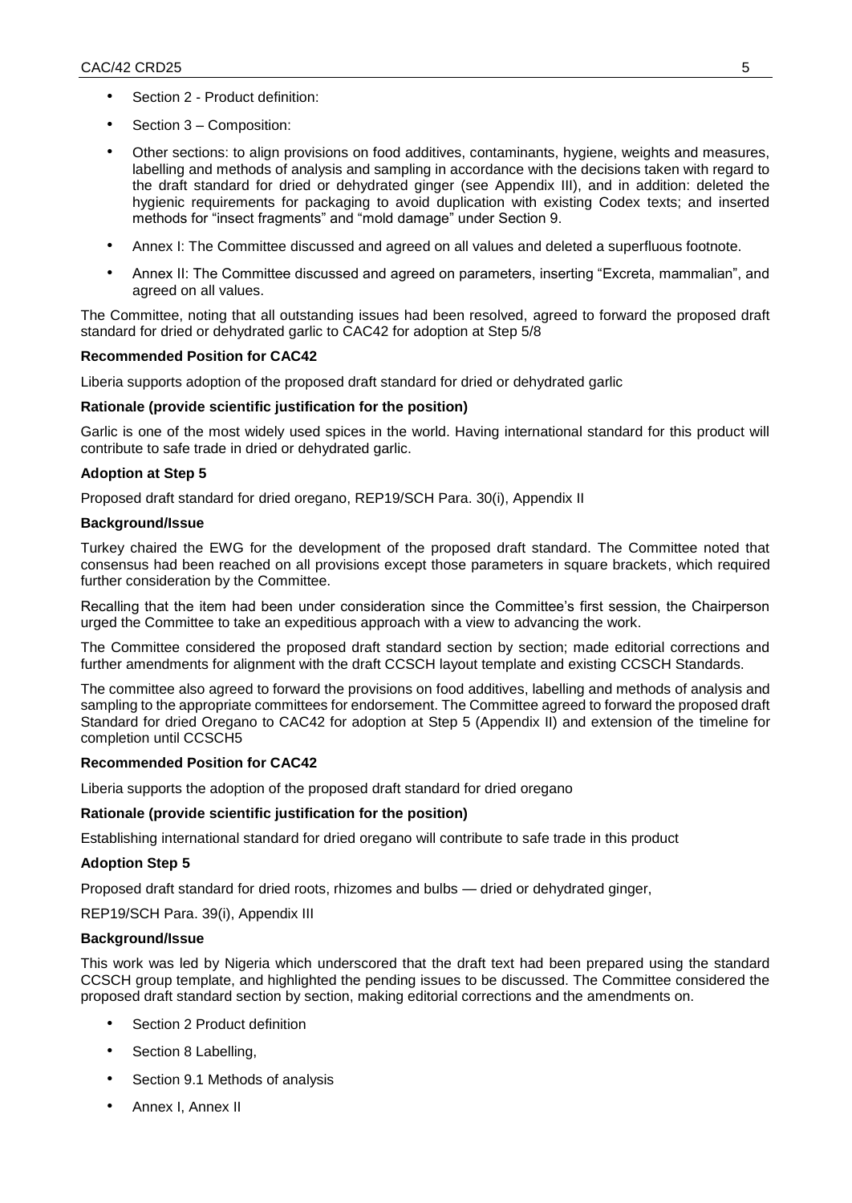- Section 2 - Product definition:
- Section 3 – Composition:
- Other sections: to align provisions on food additives, contaminants, hygiene, weights and measures, labelling and methods of analysis and sampling in accordance with the decisions taken with regard to the draft standard for dried or dehydrated ginger (see Appendix III), and in addition: deleted the hygienic requirements for packaging to avoid duplication with existing Codex texts; and inserted methods for "insect fragments" and "mold damage" under Section 9.
- Annex I: The Committee discussed and agreed on all values and deleted a superfluous footnote.
- Annex II: The Committee discussed and agreed on parameters, inserting "Excreta, mammalian", and agreed on all values.

The Committee, noting that all outstanding issues had been resolved, agreed to forward the proposed draft standard for dried or dehydrated garlic to CAC42 for adoption at Step 5/8

**Recommended Position for CAC42**

Liberia supports adoption of the proposed draft standard for dried or dehydrated garlic

**Rationale (provide scientific justification for the position)**

Garlic is one of the most widely used spices in the world. Having international standard for this product will contribute to safe trade in dried or dehydrated garlic.

**Adoption at Step 5**

Proposed draft standard for dried oregano, REP19/SCH Para. 30(i), Appendix II

**Background/Issue**

Turkey chaired the EWG for the development of the proposed draft standard. The Committee noted that consensus had been reached on all provisions except those parameters in square brackets, which required further consideration by the Committee.

Recalling that the item had been under consideration since the Committee's first session, the Chairperson urged the Committee to take an expeditious approach with a view to advancing the work.

The Committee considered the proposed draft standard section by section; made editorial corrections and further amendments for alignment with the draft CCSCH layout template and existing CCSCH Standards.

The committee also agreed to forward the provisions on food additives, labelling and methods of analysis and sampling to the appropriate committees for endorsement. The Committee agreed to forward the proposed draft Standard for dried Oregano to CAC42 for adoption at Step 5 (Appendix II) and extension of the timeline for completion until CCSCH5

**Recommended Position for CAC42**

Liberia supports the adoption of the proposed draft standard for dried oregano

**Rationale (provide scientific justification for the position)**

Establishing international standard for dried oregano will contribute to safe trade in this product

**Adoption Step 5**

Proposed draft standard for dried roots, rhizomes and bulbs — dried or dehydrated ginger,

REP19/SCH Para. 39(i), Appendix III

**Background/Issue**

This work was led by Nigeria which underscored that the draft text had been prepared using the standard CCSCH group template, and highlighted the pending issues to be discussed. The Committee considered the proposed draft standard section by section, making editorial corrections and the amendments on.

- Section 2 Product definition
- Section 8 Labelling,
- Section 9.1 Methods of analysis
- Annex I, Annex II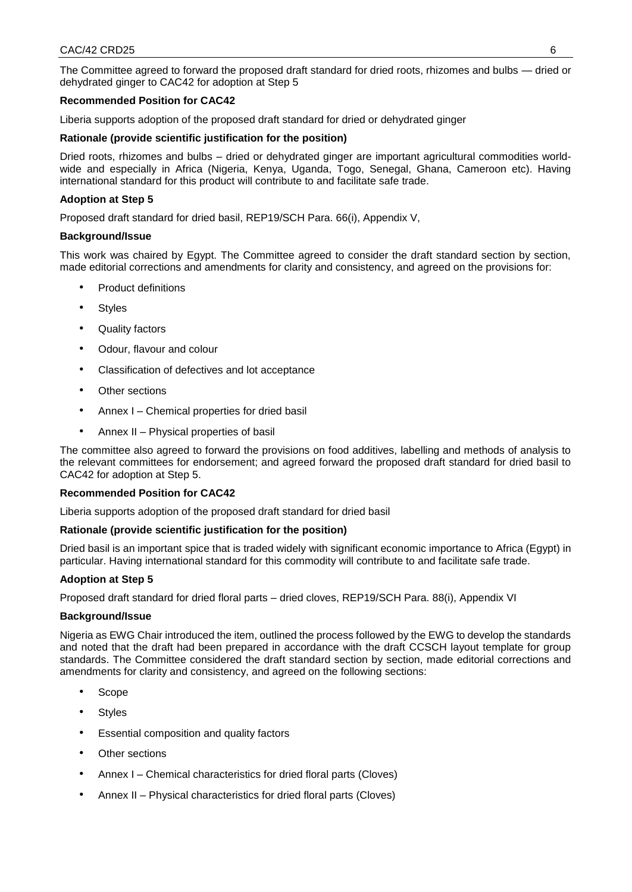The Committee agreed to forward the proposed draft standard for dried roots, rhizomes and bulbs — dried or dehydrated ginger to CAC42 for adoption at Step 5

**Recommended Position for CAC42**

Liberia supports adoption of the proposed draft standard for dried or dehydrated ginger

**Rationale (provide scientific justification for the position)**

Dried roots, rhizomes and bulbs – dried or dehydrated ginger are important agricultural commodities world-wide and especially in Africa (Nigeria, Kenya, Uganda, Togo, Senegal, Ghana, Cameroon etc). Having international standard for this product will contribute to and facilitate safe trade.

**Adoption at Step 5**

Proposed draft standard for dried basil, REP19/SCH Para. 66(i), Appendix V,

**Background/Issue**

This work was chaired by Egypt. The Committee agreed to consider the draft standard section by section, made editorial corrections and amendments for clarity and consistency, and agreed on the provisions for:

- Product definitions
- Styles
- Quality factors
- Odour, flavour and colour
- Classification of defectives and lot acceptance
- Other sections
- Annex I – Chemical properties for dried basil
- Annex II – Physical properties of basil

The committee also agreed to forward the provisions on food additives, labelling and methods of analysis to the relevant committees for endorsement; and agreed forward the proposed draft standard for dried basil to CAC42 for adoption at Step 5.

**Recommended Position for CAC42**

Liberia supports adoption of the proposed draft standard for dried basil

**Rationale (provide scientific justification for the position)**

Dried basil is an important spice that is traded widely with significant economic importance to Africa (Egypt) in particular. Having international standard for this commodity will contribute to and facilitate safe trade.

**Adoption at Step 5**

Proposed draft standard for dried floral parts – dried cloves, REP19/SCH Para. 88(i), Appendix VI

**Background/Issue**

Nigeria as EWG Chair introduced the item, outlined the process followed by the EWG to develop the standards and noted that the draft had been prepared in accordance with the draft CCSCH layout template for group standards. The Committee considered the draft standard section by section, made editorial corrections and amendments for clarity and consistency, and agreed on the following sections:

- Scope
- Styles
- Essential composition and quality factors
- Other sections
- Annex I – Chemical characteristics for dried floral parts (Cloves)
- Annex II – Physical characteristics for dried floral parts (Cloves)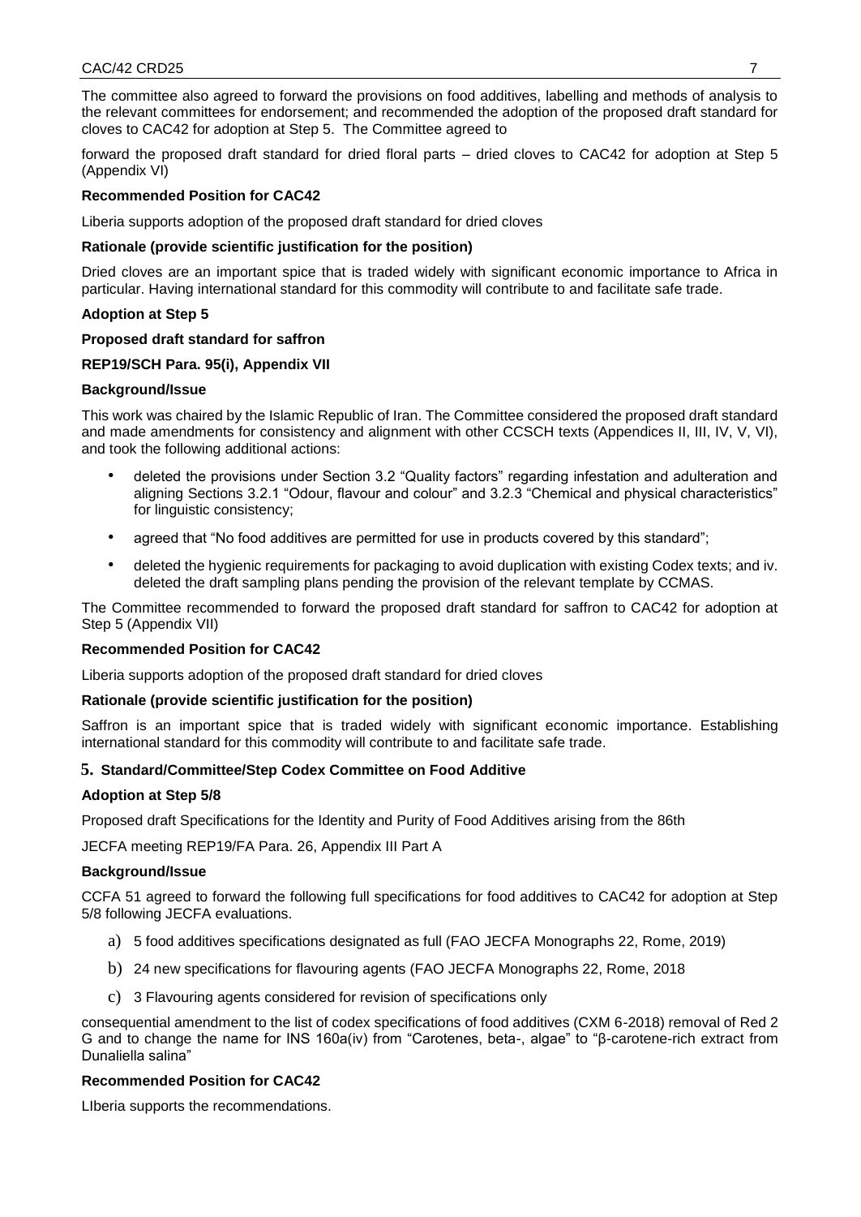The committee also agreed to forward the provisions on food additives, labelling and methods of analysis to the relevant committees for endorsement; and recommended the adoption of the proposed draft standard for cloves to CAC42 for adoption at Step 5. The Committee agreed to

forward the proposed draft standard for dried floral parts – dried cloves to CAC42 for adoption at Step 5 (Appendix VI)

**Recommended Position for CAC42**

Liberia supports adoption of the proposed draft standard for dried cloves

**Rationale (provide scientific justification for the position)**

Dried cloves are an important spice that is traded widely with significant economic importance to Africa in particular. Having international standard for this commodity will contribute to and facilitate safe trade.

**Adoption at Step 5**

**Proposed draft standard for saffron**

**REP19/SCH Para. 95(i), Appendix VII**

**Background/Issue**

This work was chaired by the Islamic Republic of Iran. The Committee considered the proposed draft standard and made amendments for consistency and alignment with other CCSCH texts (Appendices II, III, IV, V, VI), and took the following additional actions:

- deleted the provisions under Section 3.2 "Quality factors" regarding infestation and adulteration and aligning Sections 3.2.1 "Odour, flavour and colour" and 3.2.3 "Chemical and physical characteristics" for linguistic consistency;
- agreed that "No food additives are permitted for use in products covered by this standard";
- deleted the hygienic requirements for packaging to avoid duplication with existing Codex texts; and iv. deleted the draft sampling plans pending the provision of the relevant template by CCMAS.

The Committee recommended to forward the proposed draft standard for saffron to CAC42 for adoption at Step 5 (Appendix VII)

**Recommended Position for CAC42**

Liberia supports adoption of the proposed draft standard for dried cloves

**Rationale (provide scientific justification for the position)**

Saffron is an important spice that is traded widely with significant economic importance. Establishing international standard for this commodity will contribute to and facilitate safe trade.

## 5. Standard/Committee/Step Codex Committee on Food Additive

**Adoption at Step 5/8**

Proposed draft Specifications for the Identity and Purity of Food Additives arising from the 86th

JECFA meeting REP19/FA Para. 26, Appendix III Part A

**Background/Issue**

CCFA 51 agreed to forward the following full specifications for food additives to CAC42 for adoption at Step 5/8 following JECFA evaluations.

a) 5 food additives specifications designated as full (FAO JECFA Monographs 22, Rome, 2019)

b) 24 new specifications for flavouring agents (FAO JECFA Monographs 22, Rome, 2018

c) 3 Flavouring agents considered for revision of specifications only

consequential amendment to the list of codex specifications of food additives (CXM 6-2018) removal of Red 2 G and to change the name for INS 160a(iv) from "Carotenes, beta-, algae" to "β-carotene-rich extract from Dunaliella salina"

**Recommended Position for CAC42**

LIberia supports the recommendations.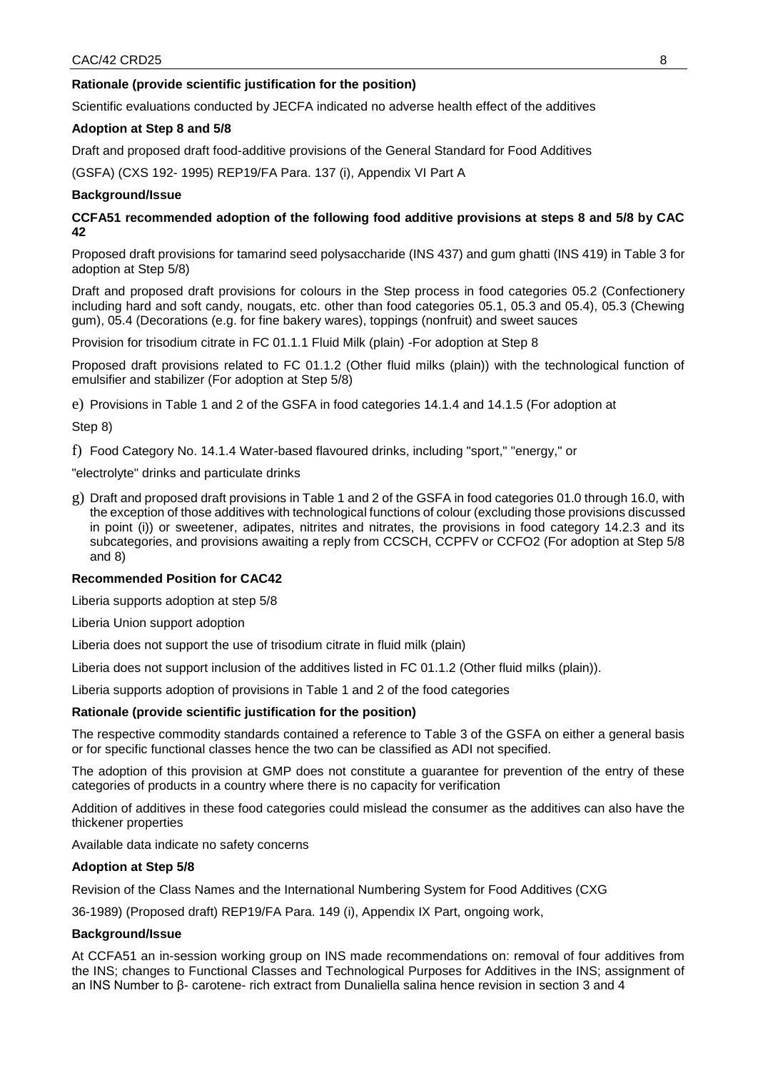**Rationale (provide scientific justification for the position)**

Scientific evaluations conducted by JECFA indicated no adverse health effect of the additives

**Adoption at Step 8 and 5/8**

Draft and proposed draft food-additive provisions of the General Standard for Food Additives

(GSFA) (CXS 192- 1995) REP19/FA Para. 137 (i), Appendix VI Part A

**Background/Issue**

**CCFA51 recommended adoption of the following food additive provisions at steps 8 and 5/8 by CAC 42**

Proposed draft provisions for tamarind seed polysaccharide (INS 437) and gum ghatti (INS 419) in Table 3 for adoption at Step 5/8)

Draft and proposed draft provisions for colours in the Step process in food categories 05.2 (Confectionery including hard and soft candy, nougats, etc. other than food categories 05.1, 05.3 and 05.4), 05.3 (Chewing gum), 05.4 (Decorations (e.g. for fine bakery wares), toppings (nonfruit) and sweet sauces

Provision for trisodium citrate in FC 01.1.1 Fluid Milk (plain) -For adoption at Step 8

Proposed draft provisions related to FC 01.1.2 (Other fluid milks (plain)) with the technological function of emulsifier and stabilizer (For adoption at Step 5/8)

e) Provisions in Table 1 and 2 of the GSFA in food categories 14.1.4 and 14.1.5 (For adoption at

Step 8)

f) Food Category No. 14.1.4 Water-based flavoured drinks, including "sport," "energy," or

"electrolyte" drinks and particulate drinks

g) Draft and proposed draft provisions in Table 1 and 2 of the GSFA in food categories 01.0 through 16.0, with the exception of those additives with technological functions of colour (excluding those provisions discussed in point (i)) or sweetener, adipates, nitrites and nitrates, the provisions in food category 14.2.3 and its subcategories, and provisions awaiting a reply from CCSCH, CCPFV or CCFO2 (For adoption at Step 5/8 and 8)

**Recommended Position for CAC42**

Liberia supports adoption at step 5/8

Liberia Union support adoption

Liberia does not support the use of trisodium citrate in fluid milk (plain)

Liberia does not support inclusion of the additives listed in FC 01.1.2 (Other fluid milks (plain)).

Liberia supports adoption of provisions in Table 1 and 2 of the food categories

**Rationale (provide scientific justification for the position)**

The respective commodity standards contained a reference to Table 3 of the GSFA on either a general basis or for specific functional classes hence the two can be classified as ADI not specified.

The adoption of this provision at GMP does not constitute a guarantee for prevention of the entry of these categories of products in a country where there is no capacity for verification

Addition of additives in these food categories could mislead the consumer as the additives can also have the thickener properties

Available data indicate no safety concerns

**Adoption at Step 5/8**

Revision of the Class Names and the International Numbering System for Food Additives (CXG

36-1989) (Proposed draft) REP19/FA Para. 149 (i), Appendix IX Part, ongoing work,

**Background/Issue**

At CCFA51 an in-session working group on INS made recommendations on: removal of four additives from the INS; changes to Functional Classes and Technological Purposes for Additives in the INS; assignment of an INS Number to β- carotene- rich extract from Dunaliella salina hence revision in section 3 and 4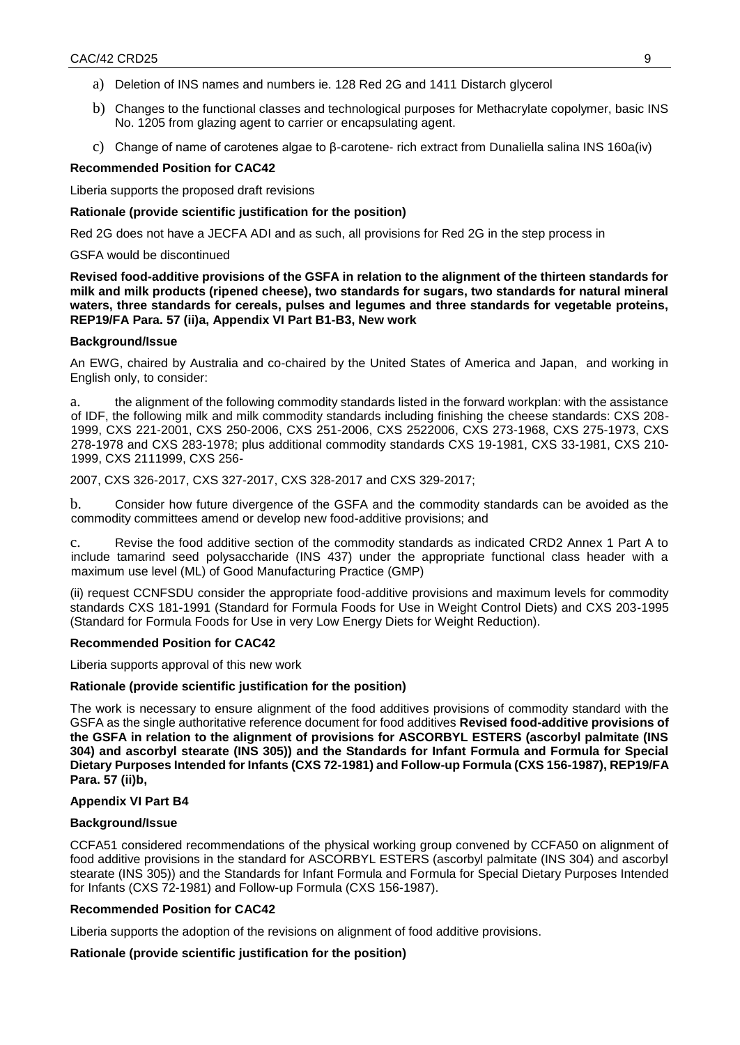a) Deletion of INS names and numbers ie. 128 Red 2G and 1411 Distarch glycerol

b) Changes to the functional classes and technological purposes for Methacrylate copolymer, basic INS No. 1205 from glazing agent to carrier or encapsulating agent.

c) Change of name of carotenes algae to β-carotene- rich extract from Dunaliella salina INS 160a(iv)

**Recommended Position for CAC42**

Liberia supports the proposed draft revisions

**Rationale (provide scientific justification for the position)**

Red 2G does not have a JECFA ADI and as such, all provisions for Red 2G in the step process in

GSFA would be discontinued

**Revised food-additive provisions of the GSFA in relation to the alignment of the thirteen standards for milk and milk products (ripened cheese), two standards for sugars, two standards for natural mineral waters, three standards for cereals, pulses and legumes and three standards for vegetable proteins, REP19/FA Para. 57 (ii)a, Appendix VI Part B1-B3, New work**

**Background/Issue**

An EWG, chaired by Australia and co-chaired by the United States of America and Japan, and working in English only, to consider:

a. the alignment of the following commodity standards listed in the forward workplan: with the assistance of IDF, the following milk and milk commodity standards including finishing the cheese standards: CXS 208-1999, CXS 221-2001, CXS 250-2006, CXS 251-2006, CXS 2522006, CXS 273-1968, CXS 275-1973, CXS 278-1978 and CXS 283-1978; plus additional commodity standards CXS 19-1981, CXS 33-1981, CXS 210-1999, CXS 2111999, CXS 256-

2007, CXS 326-2017, CXS 327-2017, CXS 328-2017 and CXS 329-2017;

b. Consider how future divergence of the GSFA and the commodity standards can be avoided as the commodity committees amend or develop new food-additive provisions; and

c. Revise the food additive section of the commodity standards as indicated CRD2 Annex 1 Part A to include tamarind seed polysaccharide (INS 437) under the appropriate functional class header with a maximum use level (ML) of Good Manufacturing Practice (GMP)

(ii) request CCNFSDU consider the appropriate food-additive provisions and maximum levels for commodity standards CXS 181-1991 (Standard for Formula Foods for Use in Weight Control Diets) and CXS 203-1995 (Standard for Formula Foods for Use in very Low Energy Diets for Weight Reduction).

**Recommended Position for CAC42**

Liberia supports approval of this new work

**Rationale (provide scientific justification for the position)**

The work is necessary to ensure alignment of the food additives provisions of commodity standard with the GSFA as the single authoritative reference document for food additives **Revised food-additive provisions of the GSFA in relation to the alignment of provisions for ASCORBYL ESTERS (ascorbyl palmitate (INS 304) and ascorbyl stearate (INS 305)) and the Standards for Infant Formula and Formula for Special Dietary Purposes Intended for Infants (CXS 72-1981) and Follow-up Formula (CXS 156-1987), REP19/FA Para. 57 (ii)b,**

**Appendix VI Part B4**

**Background/Issue**

CCFA51 considered recommendations of the physical working group convened by CCFA50 on alignment of food additive provisions in the standard for ASCORBYL ESTERS (ascorbyl palmitate (INS 304) and ascorbyl stearate (INS 305)) and the Standards for Infant Formula and Formula for Special Dietary Purposes Intended for Infants (CXS 72-1981) and Follow-up Formula (CXS 156-1987).

**Recommended Position for CAC42**

Liberia supports the adoption of the revisions on alignment of food additive provisions.

**Rationale (provide scientific justification for the position)**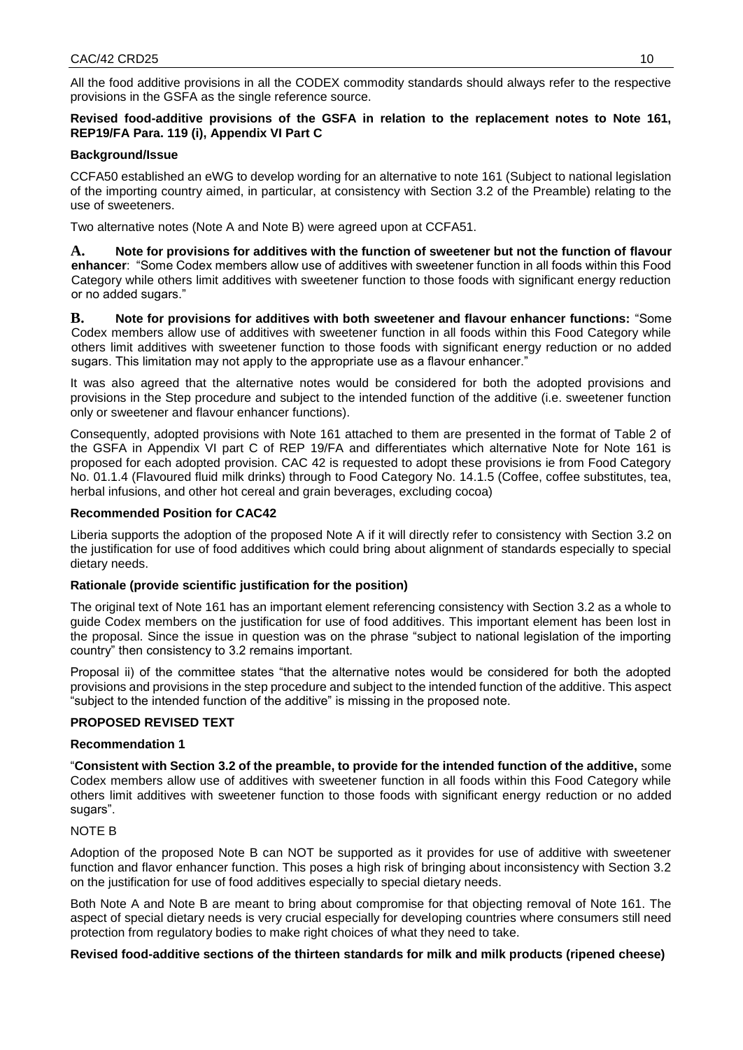All the food additive provisions in all the CODEX commodity standards should always refer to the respective provisions in the GSFA as the single reference source.

**Revised food-additive provisions of the GSFA in relation to the replacement notes to Note 161, REP19/FA Para. 119 (i), Appendix VI Part C**

**Background/Issue**

CCFA50 established an eWG to develop wording for an alternative to note 161 (Subject to national legislation of the importing country aimed, in particular, at consistency with Section 3.2 of the Preamble) relating to the use of sweeteners.

Two alternative notes (Note A and Note B) were agreed upon at CCFA51.

**A. Note for provisions for additives with the function of sweetener but not the function of flavour enhancer**: "Some Codex members allow use of additives with sweetener function in all foods within this Food Category while others limit additives with sweetener function to those foods with significant energy reduction or no added sugars."

**B. Note for provisions for additives with both sweetener and flavour enhancer functions:** "Some Codex members allow use of additives with sweetener function in all foods within this Food Category while others limit additives with sweetener function to those foods with significant energy reduction or no added sugars. This limitation may not apply to the appropriate use as a flavour enhancer."

It was also agreed that the alternative notes would be considered for both the adopted provisions and provisions in the Step procedure and subject to the intended function of the additive (i.e. sweetener function only or sweetener and flavour enhancer functions).

Consequently, adopted provisions with Note 161 attached to them are presented in the format of Table 2 of the GSFA in Appendix VI part C of REP 19/FA and differentiates which alternative Note for Note 161 is proposed for each adopted provision. CAC 42 is requested to adopt these provisions ie from Food Category No. 01.1.4 (Flavoured fluid milk drinks) through to Food Category No. 14.1.5 (Coffee, coffee substitutes, tea, herbal infusions, and other hot cereal and grain beverages, excluding cocoa)

**Recommended Position for CAC42**

Liberia supports the adoption of the proposed Note A if it will directly refer to consistency with Section 3.2 on the justification for use of food additives which could bring about alignment of standards especially to special dietary needs.

**Rationale (provide scientific justification for the position)**

The original text of Note 161 has an important element referencing consistency with Section 3.2 as a whole to guide Codex members on the justification for use of food additives. This important element has been lost in the proposal. Since the issue in question was on the phrase "subject to national legislation of the importing country" then consistency to 3.2 remains important.

Proposal ii) of the committee states "that the alternative notes would be considered for both the adopted provisions and provisions in the step procedure and subject to the intended function of the additive. This aspect "subject to the intended function of the additive" is missing in the proposed note.

**PROPOSED REVISED TEXT**

**Recommendation 1**

"**Consistent with Section 3.2 of the preamble, to provide for the intended function of the additive,** some Codex members allow use of additives with sweetener function in all foods within this Food Category while others limit additives with sweetener function to those foods with significant energy reduction or no added sugars".

NOTE B

Adoption of the proposed Note B can NOT be supported as it provides for use of additive with sweetener function and flavor enhancer function. This poses a high risk of bringing about inconsistency with Section 3.2 on the justification for use of food additives especially to special dietary needs.

Both Note A and Note B are meant to bring about compromise for that objecting removal of Note 161. The aspect of special dietary needs is very crucial especially for developing countries where consumers still need protection from regulatory bodies to make right choices of what they need to take.

**Revised food-additive sections of the thirteen standards for milk and milk products (ripened cheese)**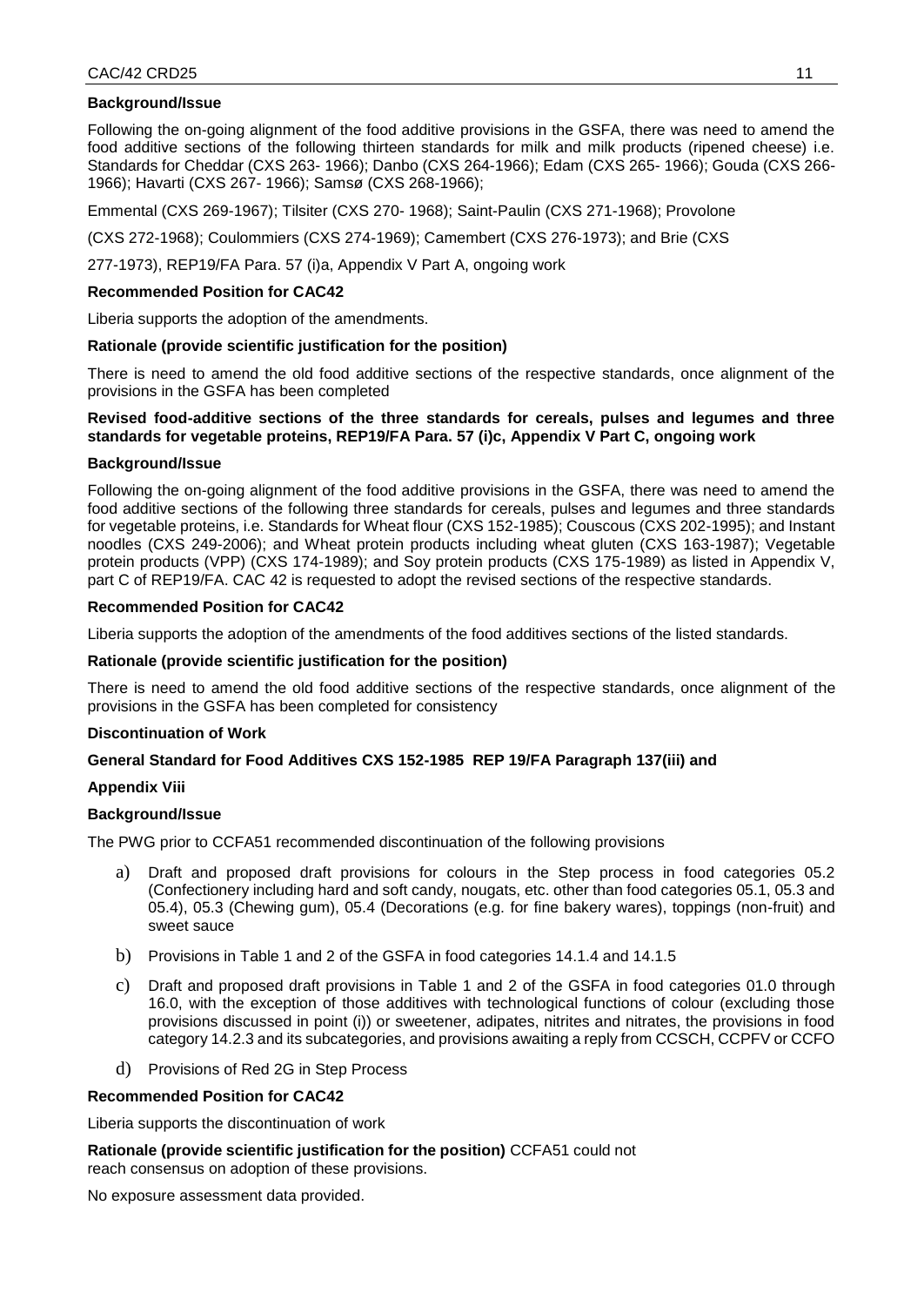**Background/Issue**

Following the on-going alignment of the food additive provisions in the GSFA, there was need to amend the food additive sections of the following thirteen standards for milk and milk products (ripened cheese) i.e. Standards for Cheddar (CXS 263- 1966); Danbo (CXS 264-1966); Edam (CXS 265- 1966); Gouda (CXS 266-1966); Havarti (CXS 267- 1966); Samsø (CXS 268-1966);

Emmental (CXS 269-1967); Tilsiter (CXS 270- 1968); Saint-Paulin (CXS 271-1968); Provolone

(CXS 272-1968); Coulommiers (CXS 274-1969); Camembert (CXS 276-1973); and Brie (CXS

277-1973), REP19/FA Para. 57 (i)a, Appendix V Part A, ongoing work

**Recommended Position for CAC42**

Liberia supports the adoption of the amendments.

**Rationale (provide scientific justification for the position)**

There is need to amend the old food additive sections of the respective standards, once alignment of the provisions in the GSFA has been completed

**Revised food-additive sections of the three standards for cereals, pulses and legumes and three standards for vegetable proteins, REP19/FA Para. 57 (i)c, Appendix V Part C, ongoing work**

**Background/Issue**

Following the on-going alignment of the food additive provisions in the GSFA, there was need to amend the food additive sections of the following three standards for cereals, pulses and legumes and three standards for vegetable proteins, i.e. Standards for Wheat flour (CXS 152-1985); Couscous (CXS 202-1995); and Instant noodles (CXS 249-2006); and Wheat protein products including wheat gluten (CXS 163-1987); Vegetable protein products (VPP) (CXS 174-1989); and Soy protein products (CXS 175-1989) as listed in Appendix V, part C of REP19/FA. CAC 42 is requested to adopt the revised sections of the respective standards.

**Recommended Position for CAC42**

Liberia supports the adoption of the amendments of the food additives sections of the listed standards.

**Rationale (provide scientific justification for the position)**

There is need to amend the old food additive sections of the respective standards, once alignment of the provisions in the GSFA has been completed for consistency

**Discontinuation of Work**

**General Standard for Food Additives CXS 152-1985 REP 19/FA Paragraph 137(iii) and**

**Appendix Viii**

**Background/Issue**

The PWG prior to CCFA51 recommended discontinuation of the following provisions

a) Draft and proposed draft provisions for colours in the Step process in food categories 05.2 (Confectionery including hard and soft candy, nougats, etc. other than food categories 05.1, 05.3 and 05.4), 05.3 (Chewing gum), 05.4 (Decorations (e.g. for fine bakery wares), toppings (non-fruit) and sweet sauce

b) Provisions in Table 1 and 2 of the GSFA in food categories 14.1.4 and 14.1.5

c) Draft and proposed draft provisions in Table 1 and 2 of the GSFA in food categories 01.0 through 16.0, with the exception of those additives with technological functions of colour (excluding those provisions discussed in point (i)) or sweetener, adipates, nitrites and nitrates, the provisions in food category 14.2.3 and its subcategories, and provisions awaiting a reply from CCSCH, CCPFV or CCFO

d) Provisions of Red 2G in Step Process

**Recommended Position for CAC42**

Liberia supports the discontinuation of work

**Rationale (provide scientific justification for the position)** CCFA51 could not reach consensus on adoption of these provisions.

No exposure assessment data provided.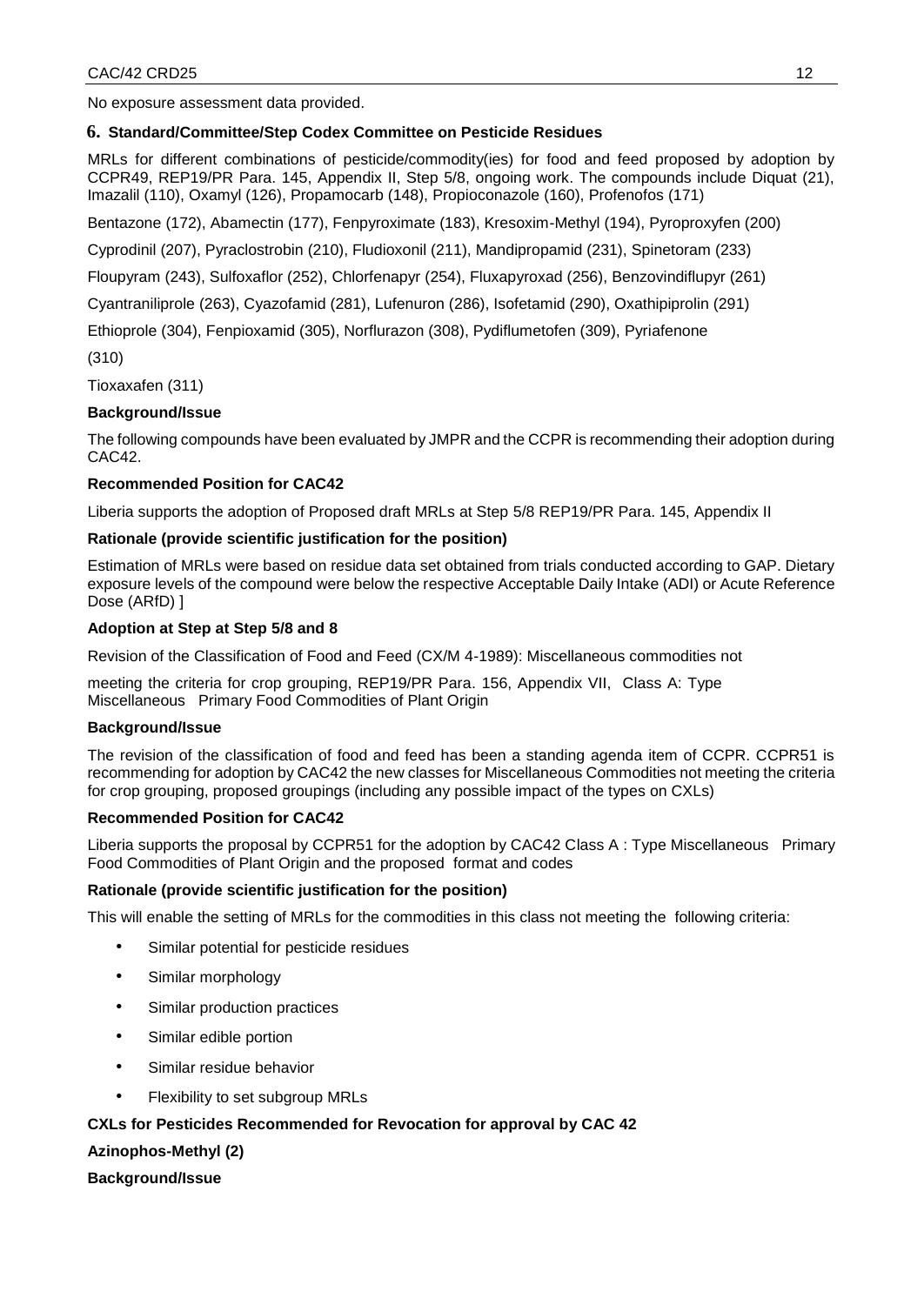No exposure assessment data provided.

### 6. Standard/Committee/Step Codex Committee on Pesticide Residues

MRLs for different combinations of pesticide/commodity(ies) for food and feed proposed by adoption by CCPR49, REP19/PR Para. 145, Appendix II, Step 5/8, ongoing work. The compounds include Diquat (21), Imazalil (110), Oxamyl (126), Propamocarb (148), Propioconazole (160), Profenofos (171)

Bentazone (172), Abamectin (177), Fenpyroximate (183), Kresoxim-Methyl (194), Pyroproxyfen (200)

Cyprodinil (207), Pyraclostrobin (210), Fludioxonil (211), Mandipropamid (231), Spinetoram (233)

Floupyram (243), Sulfoxaflor (252), Chlorfenapyr (254), Fluxapyroxad (256), Benzovindiflupyr (261)

Cyantraniliprole (263), Cyazofamid (281), Lufenuron (286), Isofetamid (290), Oxathipiprolin (291)

Ethioprole (304), Fenpioxamid (305), Norflurazon (308), Pydiflumetofen (309), Pyriafenone

(310)

Tioxaxafen (311)

**Background/Issue**

The following compounds have been evaluated by JMPR and the CCPR is recommending their adoption during CAC42.

**Recommended Position for CAC42**

Liberia supports the adoption of Proposed draft MRLs at Step 5/8 REP19/PR Para. 145, Appendix II

**Rationale (provide scientific justification for the position)**

Estimation of MRLs were based on residue data set obtained from trials conducted according to GAP. Dietary exposure levels of the compound were below the respective Acceptable Daily Intake (ADI) or Acute Reference Dose (ARfD) ]

**Adoption at Step at Step 5/8 and 8**

Revision of the Classification of Food and Feed (CX/M 4-1989): Miscellaneous commodities not

meeting the criteria for crop grouping, REP19/PR Para. 156, Appendix VII, Class A: Type Miscellaneous Primary Food Commodities of Plant Origin

**Background/Issue**

The revision of the classification of food and feed has been a standing agenda item of CCPR. CCPR51 is recommending for adoption by CAC42 the new classes for Miscellaneous Commodities not meeting the criteria for crop grouping, proposed groupings (including any possible impact of the types on CXLs)

**Recommended Position for CAC42**

Liberia supports the proposal by CCPR51 for the adoption by CAC42 Class A : Type Miscellaneous Primary Food Commodities of Plant Origin and the proposed format and codes

**Rationale (provide scientific justification for the position)**

This will enable the setting of MRLs for the commodities in this class not meeting the following criteria:

- Similar potential for pesticide residues
- Similar morphology
- Similar production practices
- Similar edible portion
- Similar residue behavior
- Flexibility to set subgroup MRLs

**CXLs for Pesticides Recommended for Revocation for approval by CAC 42**

**Azinophos-Methyl (2)**

**Background/Issue**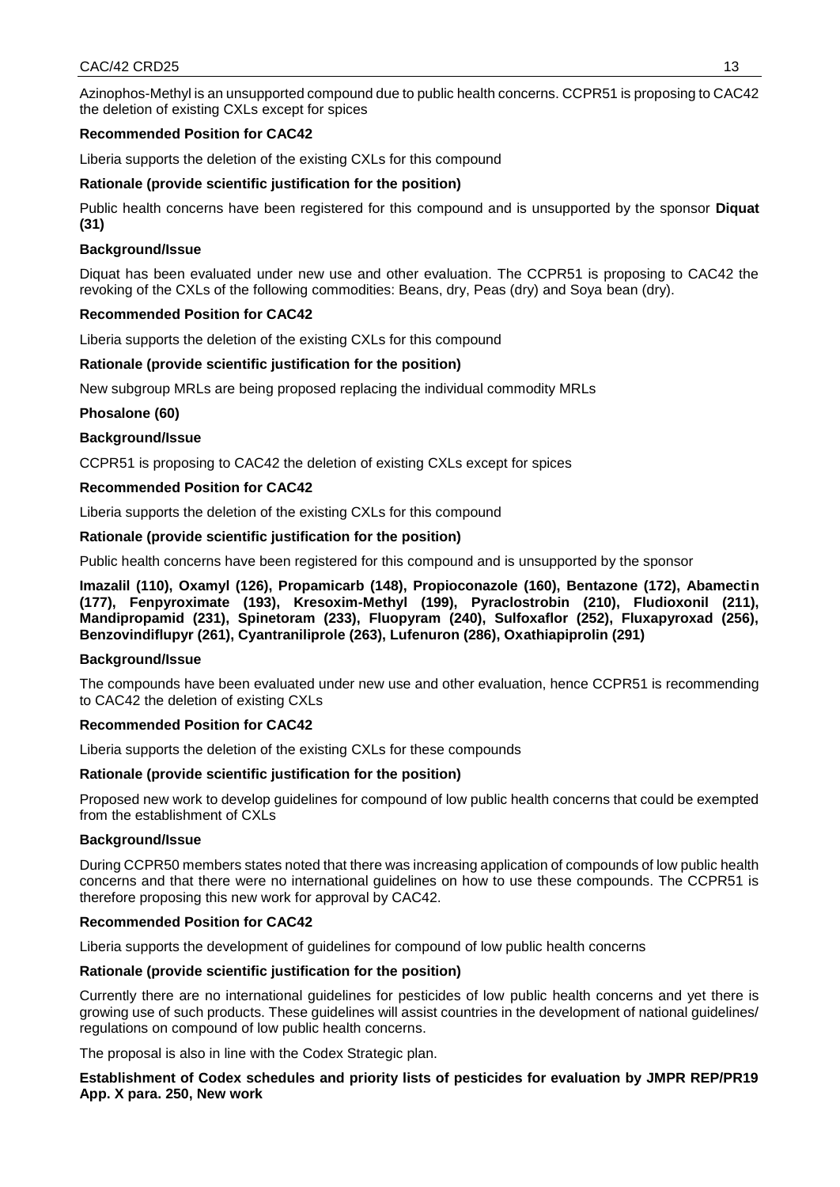Azinophos-Methyl is an unsupported compound due to public health concerns. CCPR51 is proposing to CAC42 the deletion of existing CXLs except for spices

**Recommended Position for CAC42**

Liberia supports the deletion of the existing CXLs for this compound

**Rationale (provide scientific justification for the position)**

Public health concerns have been registered for this compound and is unsupported by the sponsor **Diquat (31)**

**Background/Issue**

Diquat has been evaluated under new use and other evaluation. The CCPR51 is proposing to CAC42 the revoking of the CXLs of the following commodities: Beans, dry, Peas (dry) and Soya bean (dry).

**Recommended Position for CAC42**

Liberia supports the deletion of the existing CXLs for this compound

**Rationale (provide scientific justification for the position)**

New subgroup MRLs are being proposed replacing the individual commodity MRLs

**Phosalone (60)**

**Background/Issue**

CCPR51 is proposing to CAC42 the deletion of existing CXLs except for spices

**Recommended Position for CAC42**

Liberia supports the deletion of the existing CXLs for this compound

**Rationale (provide scientific justification for the position)**

Public health concerns have been registered for this compound and is unsupported by the sponsor

**Imazalil (110), Oxamyl (126), Propamicarb (148), Propioconazole (160), Bentazone (172), Abamectin (177), Fenpyroximate (193), Kresoxim-Methyl (199), Pyraclostrobin (210), Fludioxonil (211), Mandipropamid (231), Spinetoram (233), Fluopyram (240), Sulfoxaflor (252), Fluxapyroxad (256), Benzovindiflupyr (261), Cyantraniliprole (263), Lufenuron (286), Oxathiapiprolin (291)**

**Background/Issue**

The compounds have been evaluated under new use and other evaluation, hence CCPR51 is recommending to CAC42 the deletion of existing CXLs

**Recommended Position for CAC42**

Liberia supports the deletion of the existing CXLs for these compounds

**Rationale (provide scientific justification for the position)**

Proposed new work to develop guidelines for compound of low public health concerns that could be exempted from the establishment of CXLs

**Background/Issue**

During CCPR50 members states noted that there was increasing application of compounds of low public health concerns and that there were no international guidelines on how to use these compounds. The CCPR51 is therefore proposing this new work for approval by CAC42.

**Recommended Position for CAC42**

Liberia supports the development of guidelines for compound of low public health concerns

**Rationale (provide scientific justification for the position)**

Currently there are no international guidelines for pesticides of low public health concerns and yet there is growing use of such products. These guidelines will assist countries in the development of national guidelines/ regulations on compound of low public health concerns.

The proposal is also in line with the Codex Strategic plan.

**Establishment of Codex schedules and priority lists of pesticides for evaluation by JMPR REP/PR19 App. X para. 250, New work**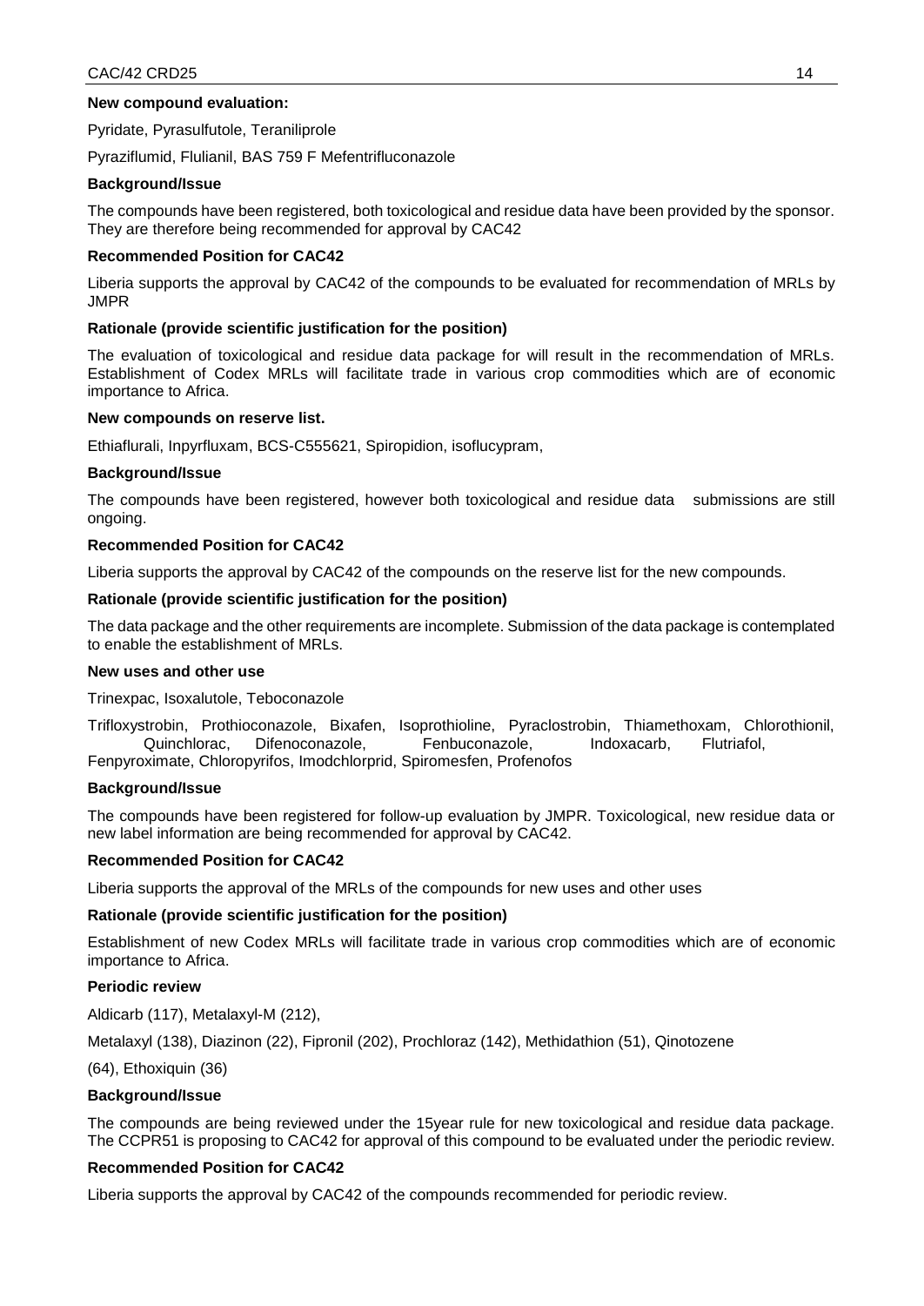**New compound evaluation:**

Pyridate, Pyrasulfutole, Teraniliprole

Pyraziflumid, Flulianil, BAS 759 F Mefentrifluconazole

**Background/Issue**

The compounds have been registered, both toxicological and residue data have been provided by the sponsor. They are therefore being recommended for approval by CAC42

**Recommended Position for CAC42**

Liberia supports the approval by CAC42 of the compounds to be evaluated for recommendation of MRLs by JMPR

**Rationale (provide scientific justification for the position)**

The evaluation of toxicological and residue data package for will result in the recommendation of MRLs. Establishment of Codex MRLs will facilitate trade in various crop commodities which are of economic importance to Africa.

**New compounds on reserve list.**

Ethiaflurali, Inpyrfluxam, BCS-C555621, Spiropidion, isoflucypram,

**Background/Issue**

The compounds have been registered, however both toxicological and residue data submissions are still ongoing.

**Recommended Position for CAC42**

Liberia supports the approval by CAC42 of the compounds on the reserve list for the new compounds.

**Rationale (provide scientific justification for the position)**

The data package and the other requirements are incomplete. Submission of the data package is contemplated to enable the establishment of MRLs.

**New uses and other use**

Trinexpac, Isoxalutole, Teboconazole

Trifloxystrobin, Prothioconazole, Bixafen, Isoprothioline, Pyraclostrobin, Thiamethoxam, Chlorothionil, Quinchlorac, Difenoconazole, Fenbuconazole, Indoxacarb, Flutriafol, Fenpyroximate, Chloropyrifos, Imodchlorprid, Spiromesfen, Profenofos

**Background/Issue**

The compounds have been registered for follow-up evaluation by JMPR. Toxicological, new residue data or new label information are being recommended for approval by CAC42.

**Recommended Position for CAC42**

Liberia supports the approval of the MRLs of the compounds for new uses and other uses

**Rationale (provide scientific justification for the position)**

Establishment of new Codex MRLs will facilitate trade in various crop commodities which are of economic importance to Africa.

**Periodic review**

Aldicarb (117), Metalaxyl-M (212),

Metalaxyl (138), Diazinon (22), Fipronil (202), Prochloraz (142), Methidathion (51), Qinotozene

(64), Ethoxiquin (36)

**Background/Issue**

The compounds are being reviewed under the 15year rule for new toxicological and residue data package. The CCPR51 is proposing to CAC42 for approval of this compound to be evaluated under the periodic review.

**Recommended Position for CAC42**

Liberia supports the approval by CAC42 of the compounds recommended for periodic review.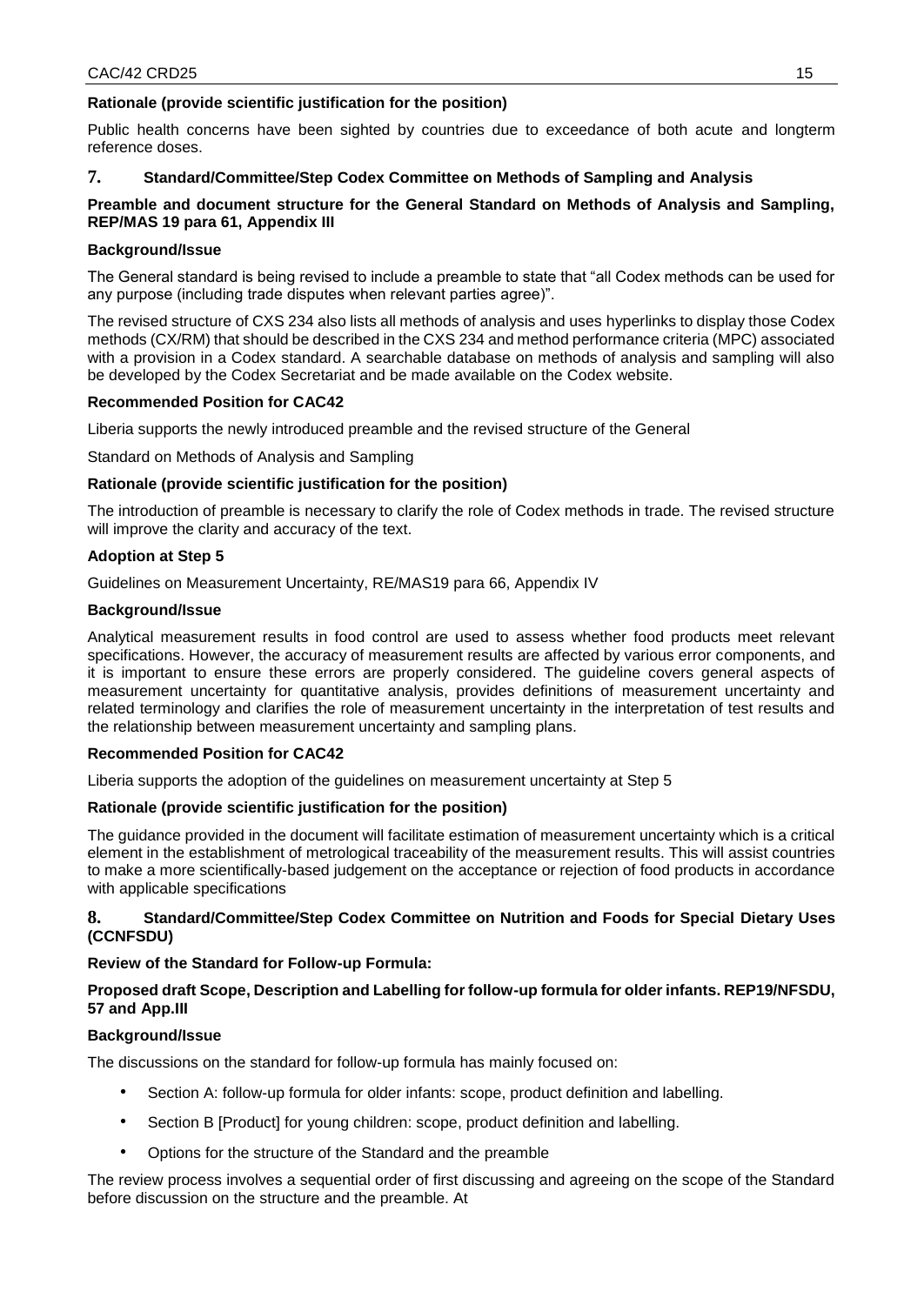**Rationale (provide scientific justification for the position)**

Public health concerns have been sighted by countries due to exceedance of both acute and longterm reference doses.

## 7. Standard/Committee/Step Codex Committee on Methods of Sampling and Analysis

**Preamble and document structure for the General Standard on Methods of Analysis and Sampling, REP/MAS 19 para 61, Appendix III**

**Background/Issue**

The General standard is being revised to include a preamble to state that "all Codex methods can be used for any purpose (including trade disputes when relevant parties agree)".

The revised structure of CXS 234 also lists all methods of analysis and uses hyperlinks to display those Codex methods (CX/RM) that should be described in the CXS 234 and method performance criteria (MPC) associated with a provision in a Codex standard. A searchable database on methods of analysis and sampling will also be developed by the Codex Secretariat and be made available on the Codex website.

**Recommended Position for CAC42**

Liberia supports the newly introduced preamble and the revised structure of the General

Standard on Methods of Analysis and Sampling

**Rationale (provide scientific justification for the position)**

The introduction of preamble is necessary to clarify the role of Codex methods in trade. The revised structure will improve the clarity and accuracy of the text.

**Adoption at Step 5**

Guidelines on Measurement Uncertainty, RE/MAS19 para 66, Appendix IV

**Background/Issue**

Analytical measurement results in food control are used to assess whether food products meet relevant specifications. However, the accuracy of measurement results are affected by various error components, and it is important to ensure these errors are properly considered. The guideline covers general aspects of measurement uncertainty for quantitative analysis, provides definitions of measurement uncertainty and related terminology and clarifies the role of measurement uncertainty in the interpretation of test results and the relationship between measurement uncertainty and sampling plans.

**Recommended Position for CAC42**

Liberia supports the adoption of the guidelines on measurement uncertainty at Step 5

**Rationale (provide scientific justification for the position)**

The guidance provided in the document will facilitate estimation of measurement uncertainty which is a critical element in the establishment of metrological traceability of the measurement results. This will assist countries to make a more scientifically-based judgement on the acceptance or rejection of food products in accordance with applicable specifications

## 8. Standard/Committee/Step Codex Committee on Nutrition and Foods for Special Dietary Uses (CCNFSDU)

**Review of the Standard for Follow-up Formula:**

**Proposed draft Scope, Description and Labelling for follow-up formula for older infants. REP19/NFSDU, 57 and App.III**

**Background/Issue**

The discussions on the standard for follow-up formula has mainly focused on:

- Section A: follow-up formula for older infants: scope, product definition and labelling.
- Section B [Product] for young children: scope, product definition and labelling.
- Options for the structure of the Standard and the preamble

The review process involves a sequential order of first discussing and agreeing on the scope of the Standard before discussion on the structure and the preamble. At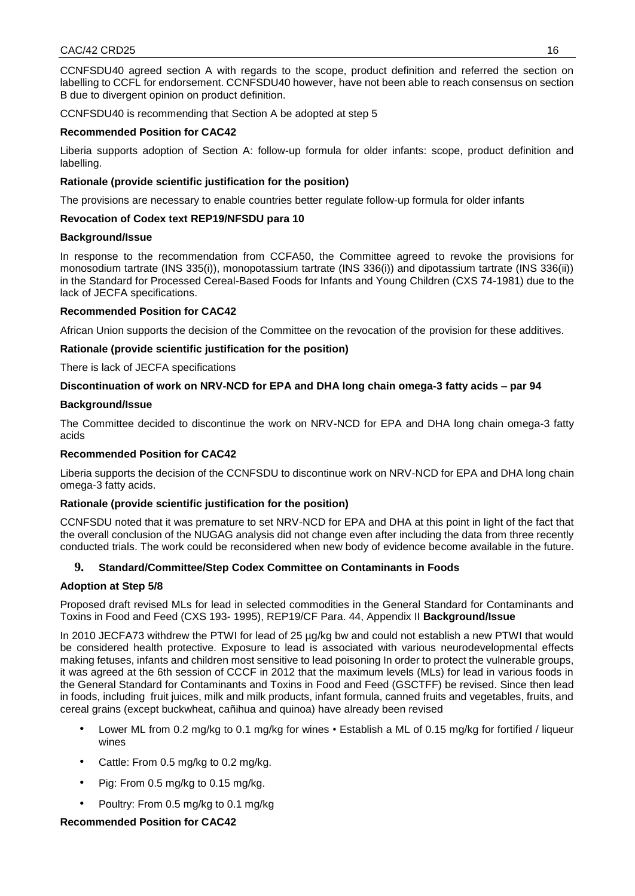CCNFSDU40 agreed section A with regards to the scope, product definition and referred the section on labelling to CCFL for endorsement. CCNFSDU40 however, have not been able to reach consensus on section B due to divergent opinion on product definition.

CCNFSDU40 is recommending that Section A be adopted at step 5

**Recommended Position for CAC42**

Liberia supports adoption of Section A: follow-up formula for older infants: scope, product definition and labelling.

**Rationale (provide scientific justification for the position)**

The provisions are necessary to enable countries better regulate follow-up formula for older infants

**Revocation of Codex text REP19/NFSDU para 10**

**Background/Issue**

In response to the recommendation from CCFA50, the Committee agreed to revoke the provisions for monosodium tartrate (INS 335(i)), monopotassium tartrate (INS 336(i)) and dipotassium tartrate (INS 336(ii)) in the Standard for Processed Cereal-Based Foods for Infants and Young Children (CXS 74-1981) due to the lack of JECFA specifications.

**Recommended Position for CAC42**

African Union supports the decision of the Committee on the revocation of the provision for these additives.

**Rationale (provide scientific justification for the position)**

There is lack of JECFA specifications

**Discontinuation of work on NRV-NCD for EPA and DHA long chain omega-3 fatty acids – par 94**

**Background/Issue**

The Committee decided to discontinue the work on NRV-NCD for EPA and DHA long chain omega-3 fatty acids

**Recommended Position for CAC42**

Liberia supports the decision of the CCNFSDU to discontinue work on NRV-NCD for EPA and DHA long chain omega-3 fatty acids.

**Rationale (provide scientific justification for the position)**

CCNFSDU noted that it was premature to set NRV-NCD for EPA and DHA at this point in light of the fact that the overall conclusion of the NUGAG analysis did not change even after including the data from three recently conducted trials. The work could be reconsidered when new body of evidence become available in the future.

## 9. Standard/Committee/Step Codex Committee on Contaminants in Foods

**Adoption at Step 5/8**

Proposed draft revised MLs for lead in selected commodities in the General Standard for Contaminants and Toxins in Food and Feed (CXS 193- 1995), REP19/CF Para. 44, Appendix II **Background/Issue**

In 2010 JECFA73 withdrew the PTWI for lead of 25 µg/kg bw and could not establish a new PTWI that would be considered health protective. Exposure to lead is associated with various neurodevelopmental effects making fetuses, infants and children most sensitive to lead poisoning In order to protect the vulnerable groups, it was agreed at the 6th session of CCCF in 2012 that the maximum levels (MLs) for lead in various foods in the General Standard for Contaminants and Toxins in Food and Feed (GSCTFF) be revised. Since then lead in foods, including fruit juices, milk and milk products, infant formula, canned fruits and vegetables, fruits, and cereal grains (except buckwheat, cañihua and quinoa) have already been revised

- Lower ML from 0.2 mg/kg to 0.1 mg/kg for wines • Establish a ML of 0.15 mg/kg for fortified / liqueur wines
- Cattle: From 0.5 mg/kg to 0.2 mg/kg.
- Pig: From 0.5 mg/kg to 0.15 mg/kg.
- Poultry: From 0.5 mg/kg to 0.1 mg/kg

**Recommended Position for CAC42**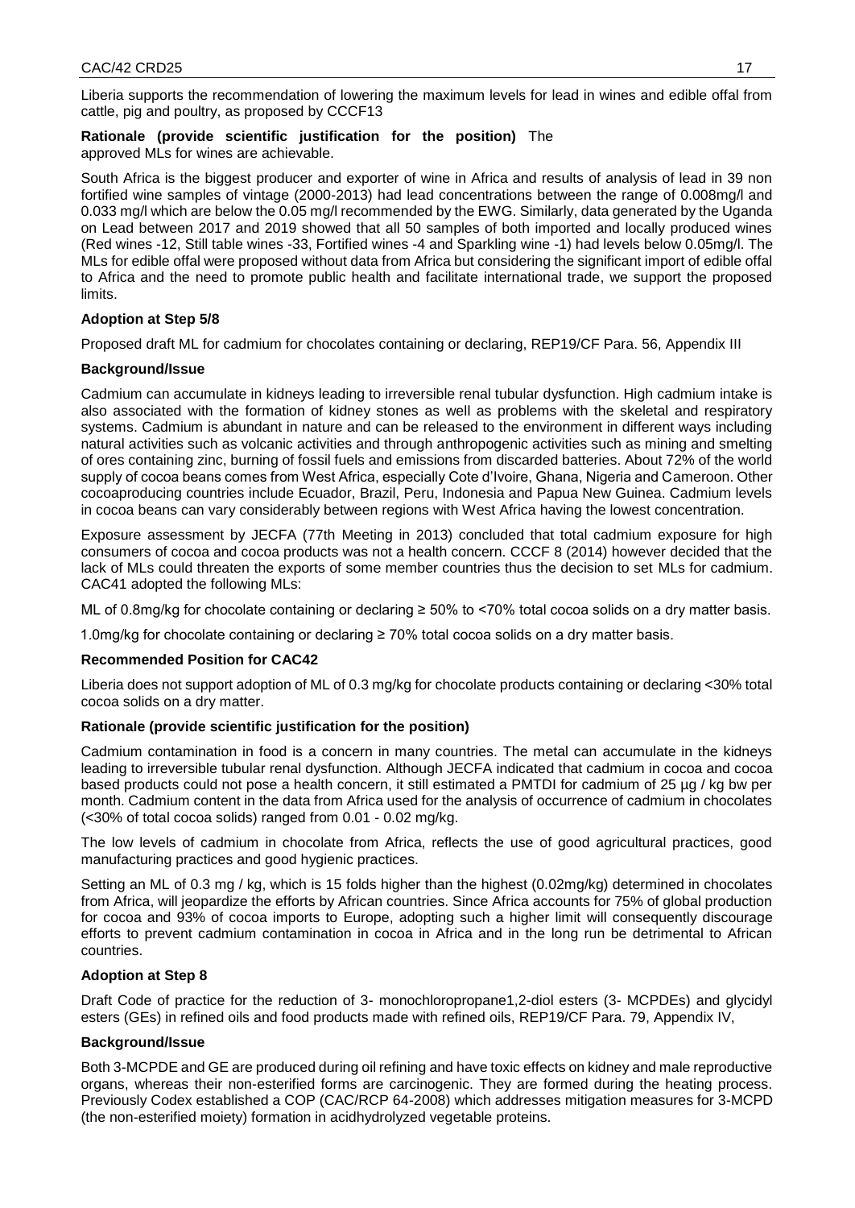Liberia supports the recommendation of lowering the maximum levels for lead in wines and edible offal from cattle, pig and poultry, as proposed by CCCF13

**Rationale (provide scientific justification for the position)** The approved MLs for wines are achievable.

South Africa is the biggest producer and exporter of wine in Africa and results of analysis of lead in 39 non fortified wine samples of vintage (2000-2013) had lead concentrations between the range of 0.008mg/l and 0.033 mg/l which are below the 0.05 mg/l recommended by the EWG. Similarly, data generated by the Uganda on Lead between 2017 and 2019 showed that all 50 samples of both imported and locally produced wines (Red wines -12, Still table wines -33, Fortified wines -4 and Sparkling wine -1) had levels below 0.05mg/l. The MLs for edible offal were proposed without data from Africa but considering the significant import of edible offal to Africa and the need to promote public health and facilitate international trade, we support the proposed limits.

**Adoption at Step 5/8**

Proposed draft ML for cadmium for chocolates containing or declaring, REP19/CF Para. 56, Appendix III

**Background/Issue**

Cadmium can accumulate in kidneys leading to irreversible renal tubular dysfunction. High cadmium intake is also associated with the formation of kidney stones as well as problems with the skeletal and respiratory systems. Cadmium is abundant in nature and can be released to the environment in different ways including natural activities such as volcanic activities and through anthropogenic activities such as mining and smelting of ores containing zinc, burning of fossil fuels and emissions from discarded batteries. About 72% of the world supply of cocoa beans comes from West Africa, especially Cote d'Ivoire, Ghana, Nigeria and Cameroon. Other cocoaproducing countries include Ecuador, Brazil, Peru, Indonesia and Papua New Guinea. Cadmium levels in cocoa beans can vary considerably between regions with West Africa having the lowest concentration.

Exposure assessment by JECFA (77th Meeting in 2013) concluded that total cadmium exposure for high consumers of cocoa and cocoa products was not a health concern. CCCF 8 (2014) however decided that the lack of MLs could threaten the exports of some member countries thus the decision to set MLs for cadmium. CAC41 adopted the following MLs:

ML of 0.8mg/kg for chocolate containing or declaring ≥ 50% to <70% total cocoa solids on a dry matter basis.

1.0mg/kg for chocolate containing or declaring ≥ 70% total cocoa solids on a dry matter basis.

**Recommended Position for CAC42**

Liberia does not support adoption of ML of 0.3 mg/kg for chocolate products containing or declaring <30% total cocoa solids on a dry matter.

**Rationale (provide scientific justification for the position)**

Cadmium contamination in food is a concern in many countries. The metal can accumulate in the kidneys leading to irreversible tubular renal dysfunction. Although JECFA indicated that cadmium in cocoa and cocoa based products could not pose a health concern, it still estimated a PMTDI for cadmium of 25 µg / kg bw per month. Cadmium content in the data from Africa used for the analysis of occurrence of cadmium in chocolates (<30% of total cocoa solids) ranged from 0.01 - 0.02 mg/kg.

The low levels of cadmium in chocolate from Africa, reflects the use of good agricultural practices, good manufacturing practices and good hygienic practices.

Setting an ML of 0.3 mg / kg, which is 15 folds higher than the highest (0.02mg/kg) determined in chocolates from Africa, will jeopardize the efforts by African countries. Since Africa accounts for 75% of global production for cocoa and 93% of cocoa imports to Europe, adopting such a higher limit will consequently discourage efforts to prevent cadmium contamination in cocoa in Africa and in the long run be detrimental to African countries.

**Adoption at Step 8**

Draft Code of practice for the reduction of 3- monochloropropane1,2-diol esters (3- MCPDEs) and glycidyl esters (GEs) in refined oils and food products made with refined oils, REP19/CF Para. 79, Appendix IV,

**Background/Issue**

Both 3-MCPDE and GE are produced during oil refining and have toxic effects on kidney and male reproductive organs, whereas their non-esterified forms are carcinogenic. They are formed during the heating process. Previously Codex established a COP (CAC/RCP 64-2008) which addresses mitigation measures for 3-MCPD (the non-esterified moiety) formation in acidhydrolyzed vegetable proteins.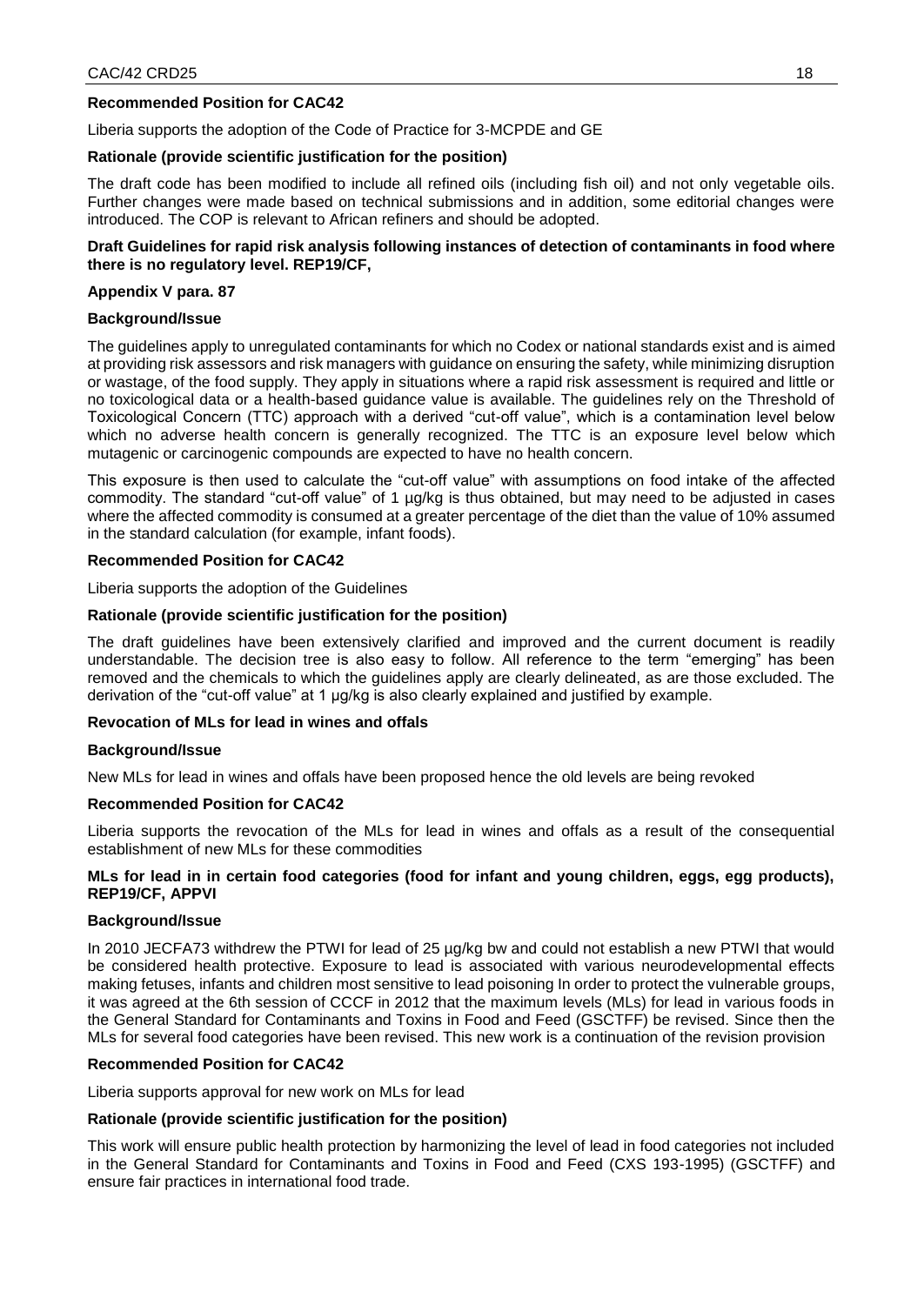**Recommended Position for CAC42**

Liberia supports the adoption of the Code of Practice for 3-MCPDE and GE

**Rationale (provide scientific justification for the position)**

The draft code has been modified to include all refined oils (including fish oil) and not only vegetable oils. Further changes were made based on technical submissions and in addition, some editorial changes were introduced. The COP is relevant to African refiners and should be adopted.

**Draft Guidelines for rapid risk analysis following instances of detection of contaminants in food where there is no regulatory level. REP19/CF,**

**Appendix V para. 87**

**Background/Issue**

The guidelines apply to unregulated contaminants for which no Codex or national standards exist and is aimed at providing risk assessors and risk managers with guidance on ensuring the safety, while minimizing disruption or wastage, of the food supply. They apply in situations where a rapid risk assessment is required and little or no toxicological data or a health-based guidance value is available. The guidelines rely on the Threshold of Toxicological Concern (TTC) approach with a derived "cut-off value", which is a contamination level below which no adverse health concern is generally recognized. The TTC is an exposure level below which mutagenic or carcinogenic compounds are expected to have no health concern.

This exposure is then used to calculate the "cut-off value" with assumptions on food intake of the affected commodity. The standard "cut-off value" of 1 µg/kg is thus obtained, but may need to be adjusted in cases where the affected commodity is consumed at a greater percentage of the diet than the value of 10% assumed in the standard calculation (for example, infant foods).

**Recommended Position for CAC42**

Liberia supports the adoption of the Guidelines

**Rationale (provide scientific justification for the position)**

The draft guidelines have been extensively clarified and improved and the current document is readily understandable. The decision tree is also easy to follow. All reference to the term "emerging" has been removed and the chemicals to which the guidelines apply are clearly delineated, as are those excluded. The derivation of the "cut-off value" at 1 µg/kg is also clearly explained and justified by example.

**Revocation of MLs for lead in wines and offals**

**Background/Issue**

New MLs for lead in wines and offals have been proposed hence the old levels are being revoked

**Recommended Position for CAC42**

Liberia supports the revocation of the MLs for lead in wines and offals as a result of the consequential establishment of new MLs for these commodities

**MLs for lead in in certain food categories (food for infant and young children, eggs, egg products), REP19/CF, APPVI**

**Background/Issue**

In 2010 JECFA73 withdrew the PTWI for lead of 25 µg/kg bw and could not establish a new PTWI that would be considered health protective. Exposure to lead is associated with various neurodevelopmental effects making fetuses, infants and children most sensitive to lead poisoning In order to protect the vulnerable groups, it was agreed at the 6th session of CCCF in 2012 that the maximum levels (MLs) for lead in various foods in the General Standard for Contaminants and Toxins in Food and Feed (GSCTFF) be revised. Since then the MLs for several food categories have been revised. This new work is a continuation of the revision provision

**Recommended Position for CAC42**

Liberia supports approval for new work on MLs for lead

**Rationale (provide scientific justification for the position)**

This work will ensure public health protection by harmonizing the level of lead in food categories not included in the General Standard for Contaminants and Toxins in Food and Feed (CXS 193-1995) (GSCTFF) and ensure fair practices in international food trade.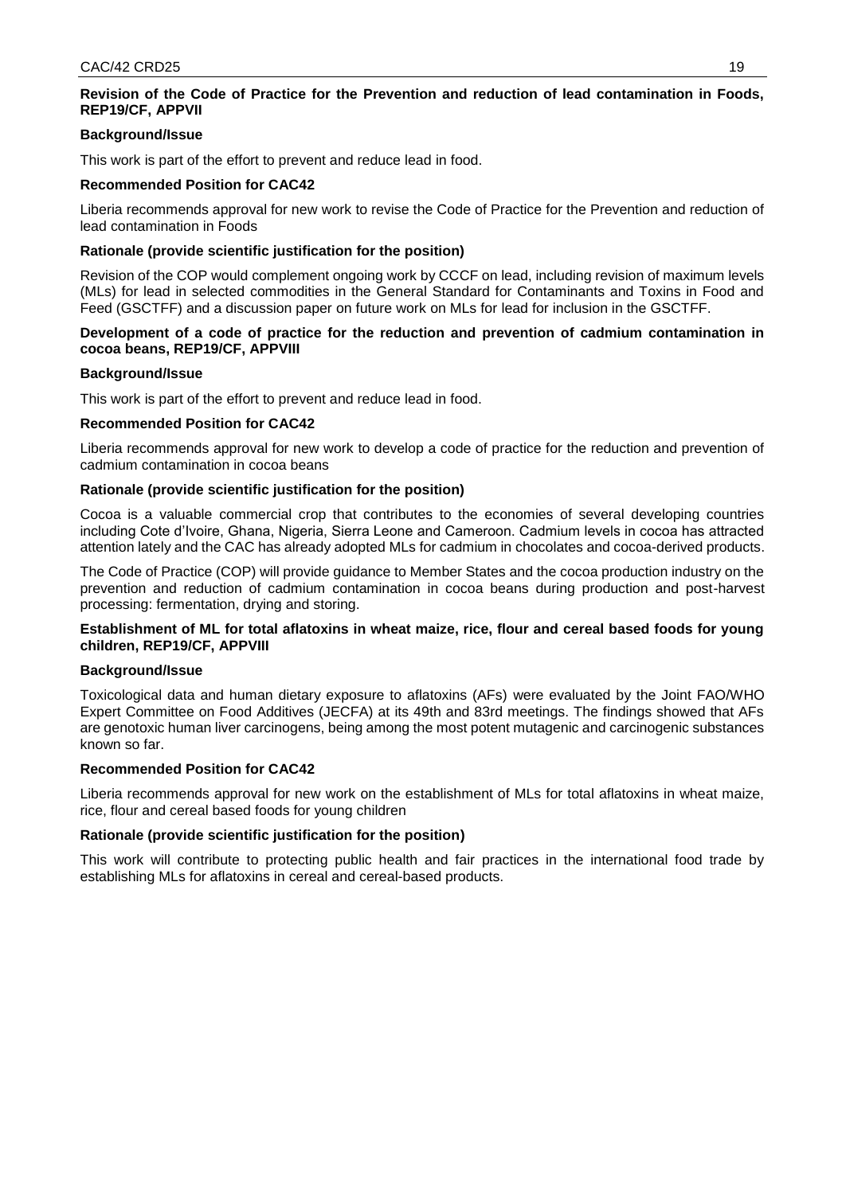**Revision of the Code of Practice for the Prevention and reduction of lead contamination in Foods, REP19/CF, APPVII**

**Background/Issue**

This work is part of the effort to prevent and reduce lead in food.

**Recommended Position for CAC42**

Liberia recommends approval for new work to revise the Code of Practice for the Prevention and reduction of lead contamination in Foods

**Rationale (provide scientific justification for the position)**

Revision of the COP would complement ongoing work by CCCF on lead, including revision of maximum levels (MLs) for lead in selected commodities in the General Standard for Contaminants and Toxins in Food and Feed (GSCTFF) and a discussion paper on future work on MLs for lead for inclusion in the GSCTFF.

**Development of a code of practice for the reduction and prevention of cadmium contamination in cocoa beans, REP19/CF, APPVIII**

**Background/Issue**

This work is part of the effort to prevent and reduce lead in food.

**Recommended Position for CAC42**

Liberia recommends approval for new work to develop a code of practice for the reduction and prevention of cadmium contamination in cocoa beans

**Rationale (provide scientific justification for the position)**

Cocoa is a valuable commercial crop that contributes to the economies of several developing countries including Cote d'Ivoire, Ghana, Nigeria, Sierra Leone and Cameroon. Cadmium levels in cocoa has attracted attention lately and the CAC has already adopted MLs for cadmium in chocolates and cocoa-derived products.

The Code of Practice (COP) will provide guidance to Member States and the cocoa production industry on the prevention and reduction of cadmium contamination in cocoa beans during production and post-harvest processing: fermentation, drying and storing.

**Establishment of ML for total aflatoxins in wheat maize, rice, flour and cereal based foods for young children, REP19/CF, APPVIII**

**Background/Issue**

Toxicological data and human dietary exposure to aflatoxins (AFs) were evaluated by the Joint FAO/WHO Expert Committee on Food Additives (JECFA) at its 49th and 83rd meetings. The findings showed that AFs are genotoxic human liver carcinogens, being among the most potent mutagenic and carcinogenic substances known so far.

**Recommended Position for CAC42**

Liberia recommends approval for new work on the establishment of MLs for total aflatoxins in wheat maize, rice, flour and cereal based foods for young children

**Rationale (provide scientific justification for the position)**

This work will contribute to protecting public health and fair practices in the international food trade by establishing MLs for aflatoxins in cereal and cereal-based products.